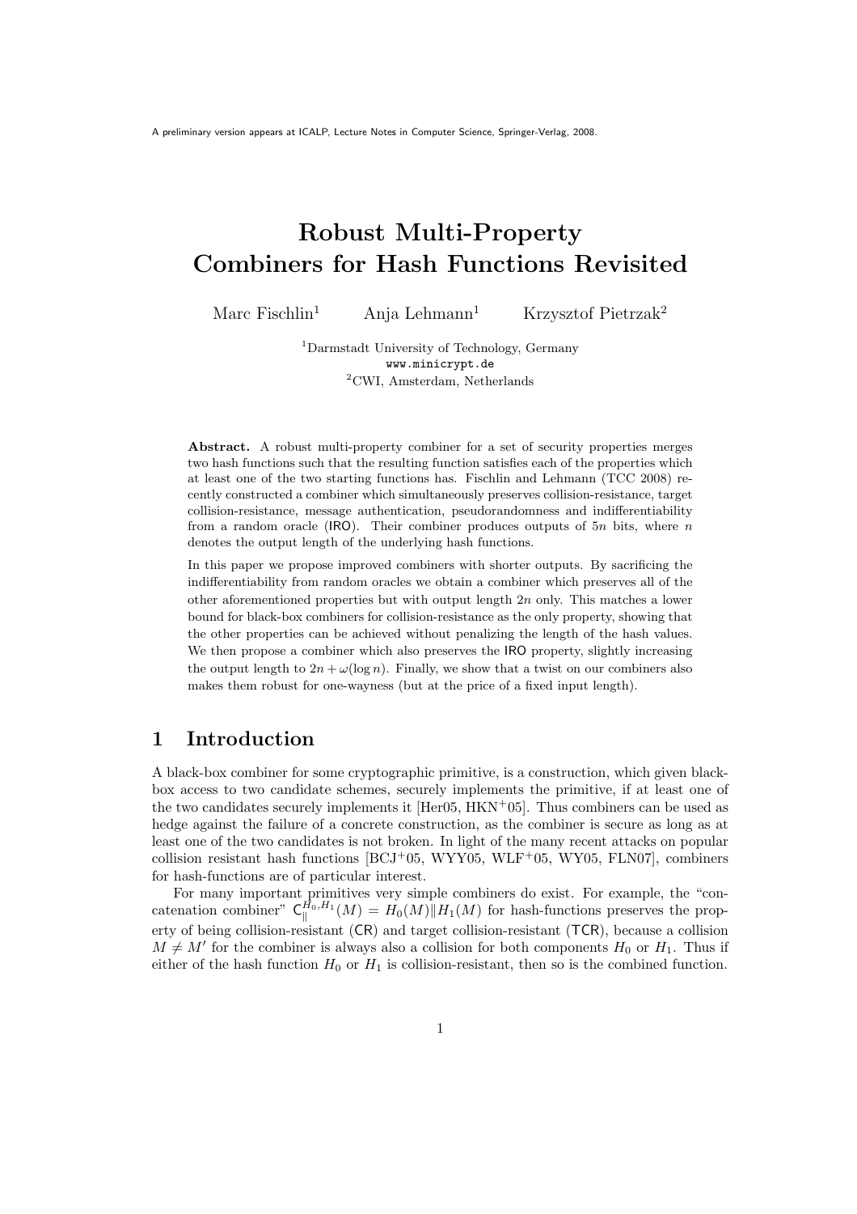A preliminary version appears at ICALP, Lecture Notes in Computer Science, Springer-Verlag, 2008.

# Robust Multi-Property Combiners for Hash Functions Revisited

Marc Fischlin[1] Anja Lehmann[1] Krzysztof Pietrzak[2]

[1]Darmstadt University of Technology, Germany
www.minicrypt.de
[2]CWI, Amsterdam, Netherlands

**Abstract.** A robust multi-property combiner for a set of security properties merges two hash functions such that the resulting function satisfies each of the properties which at least one of the two starting functions has. Fischlin and Lehmann (TCC 2008) recently constructed a combiner which simultaneously preserves collision-resistance, target collision-resistance, message authentication, pseudorandomness and indifferentiability from a random oracle (IRO). Their combiner produces outputs of $5n$ bits, where $n$ denotes the output length of the underlying hash functions.

In this paper we propose improved combiners with shorter outputs. By sacrificing the indifferentiability from random oracles we obtain a combiner which preserves all of the other aforementioned properties but with output length $2n$ only. This matches a lower bound for black-box combiners for collision-resistance as the only property, showing that the other properties can be achieved without penalizing the length of the hash values. We then propose a combiner which also preserves the IRO property, slightly increasing the output length to $2n + \omega(\log n)$. Finally, we show that a twist on our combiners also makes them robust for one-wayness (but at the price of a fixed input length).

## 1 Introduction

A black-box combiner for some cryptographic primitive, is a construction, which given black-box access to two candidate schemes, securely implements the primitive, if at least one of the two candidates securely implements it [Her05, HKN+05]. Thus combiners can be used as hedge against the failure of a concrete construction, as the combiner is secure as long as at least one of the two candidates is not broken. In light of the many recent attacks on popular collision resistant hash functions [BCJ+05, WYY05, WLF+05, WY05, FLN07], combiners for hash-functions are of particular interest.

For many important primitives very simple combiners do exist. For example, the "concatenation combiner" $\mathsf{C}_{\|}^{H_0,H_1}(M) = H_0(M)\|H_1(M)$ for hash-functions preserves the property of being collision-resistant (CR) and target collision-resistant (TCR), because a collision $M \neq M'$ for the combiner is always also a collision for both components $H_0$ or $H_1$. Thus if either of the hash function $H_0$ or $H_1$ is collision-resistant, then so is the combined function.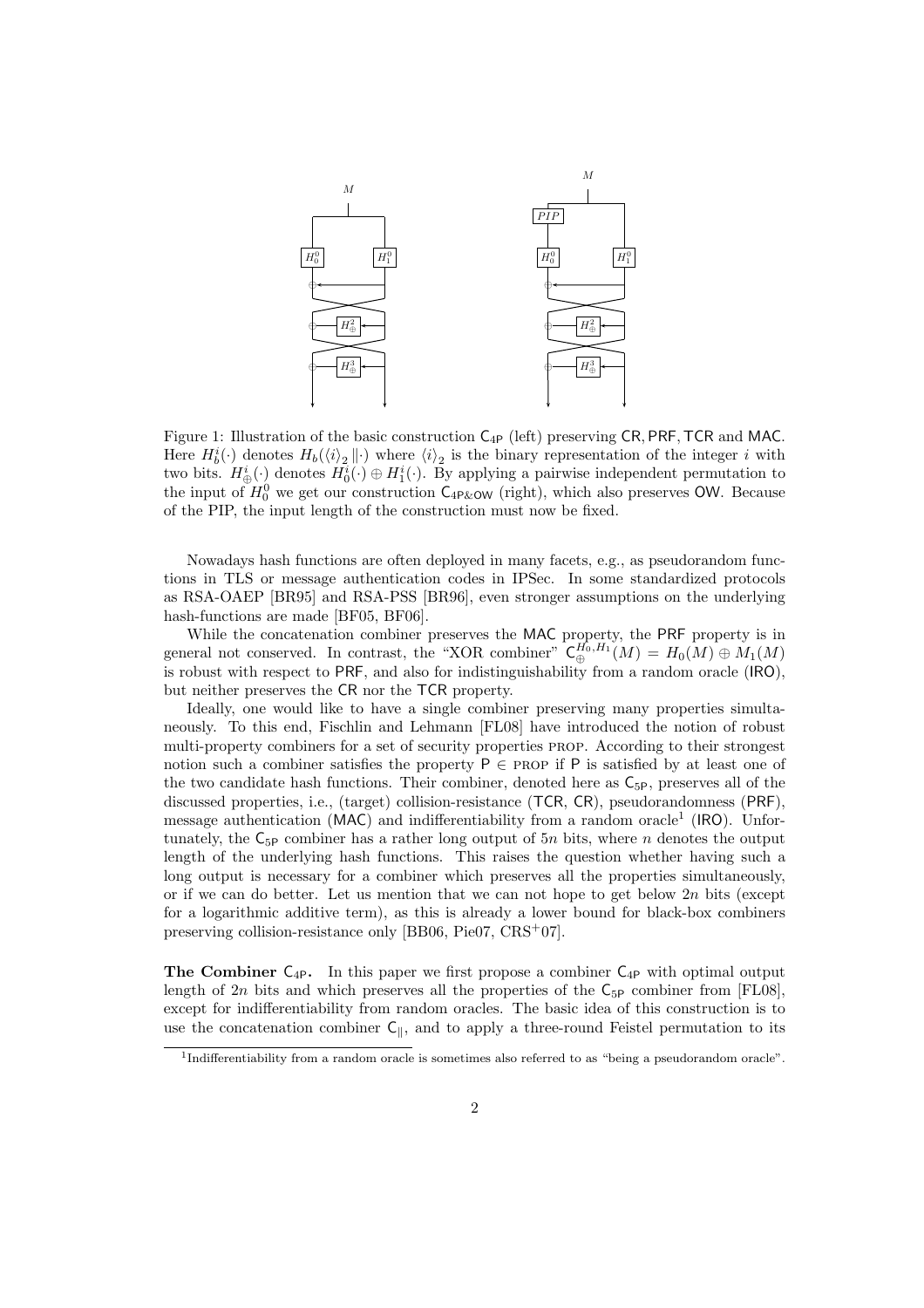Figure 1: Illustration of the basic construction $\mathsf{C}_{4\mathsf{P}}$ (left) preserving $\mathsf{CR}, \mathsf{PRF}, \mathsf{TCR}$ and $\mathsf{MAC}$. Here $H_b^i(\cdot)$ denotes $H_b(\langle i \rangle_2 \| \cdot)$ where $\langle i \rangle_2$ is the binary representation of the integer $i$ with two bits. $H_\oplus^i(\cdot)$ denotes $H_0^i(\cdot) \oplus H_1^i(\cdot)$. By applying a pairwise independent permutation to the input of $H_0^0$ we get our construction $\mathsf{C}_{4\mathsf{P\&OW}}$ (right), which also preserves $\mathsf{OW}$. Because of the PIP, the input length of the construction must now be fixed.

Nowadays hash functions are often deployed in many facets, e.g., as pseudorandom functions in TLS or message authentication codes in IPSec. In some standardized protocols as RSA-OAEP [BR95] and RSA-PSS [BR96], even stronger assumptions on the underlying hash-functions are made [BF05, BF06].

While the concatenation combiner preserves the $\mathsf{MAC}$ property, the $\mathsf{PRF}$ property is in general not conserved. In contrast, the "XOR combiner" $\mathsf{C}_\oplus^{H_0,H_1}(M) = H_0(M) \oplus M_1(M)$ is robust with respect to $\mathsf{PRF}$, and also for indistinguishability from a random oracle ($\mathsf{IRO}$), but neither preserves the $\mathsf{CR}$ nor the $\mathsf{TCR}$ property.

Ideally, one would like to have a single combiner preserving many properties simultaneously. To this end, Fischlin and Lehmann [FL08] have introduced the notion of robust multi-property combiners for a set of security properties PROP. According to their strongest notion such a combiner satisfies the property $\mathsf{P} \in$ PROP if $\mathsf{P}$ is satisfied by at least one of the two candidate hash functions. Their combiner, denoted here as $\mathsf{C}_{5\mathsf{P}}$, preserves all of the discussed properties, i.e., (target) collision-resistance ($\mathsf{TCR}$, $\mathsf{CR}$), pseudorandomness ($\mathsf{PRF}$), message authentication ($\mathsf{MAC}$) and indifferentiability from a random oracle[1] ($\mathsf{IRO}$). Unfortunately, the $\mathsf{C}_{5\mathsf{P}}$ combiner has a rather long output of $5n$ bits, where $n$ denotes the output length of the underlying hash functions. This raises the question whether having such a long output is necessary for a combiner which preserves all the properties simultaneously, or if we can do better. Let us mention that we can not hope to get below $2n$ bits (except for a logarithmic additive term), as this is already a lower bound for black-box combiners preserving collision-resistance only [BB06, Pie07, CRS+07].

**The Combiner $\mathsf{C}_{4\mathsf{P}}$.** In this paper we first propose a combiner $\mathsf{C}_{4\mathsf{P}}$ with optimal output length of $2n$ bits and which preserves all the properties of the $\mathsf{C}_{5\mathsf{P}}$ combiner from [FL08], except for indifferentiability from random oracles. The basic idea of this construction is to use the concatenation combiner $\mathsf{C}_\|$, and to apply a three-round Feistel permutation to its

[1] Indifferentiability from a random oracle is sometimes also referred to as "being a pseudorandom oracle".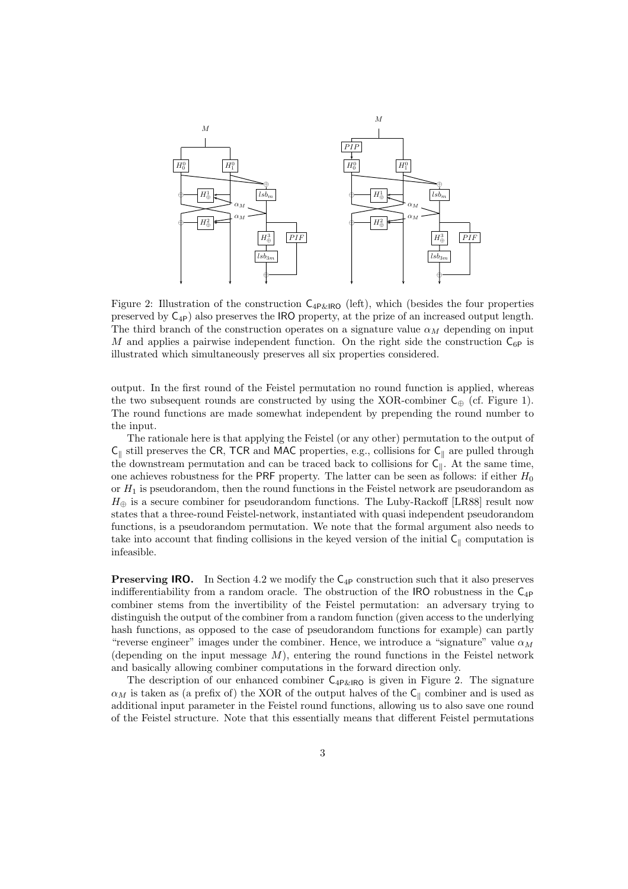Figure 2: Illustration of the construction $\mathsf{C}_{4\mathsf{P}\&\mathsf{IRO}}$ (left), which (besides the four properties preserved by $\mathsf{C}_{4\mathsf{P}}$) also preserves the $\mathsf{IRO}$ property, at the prize of an increased output length. The third branch of the construction operates on a signature value $\alpha_M$ depending on input $M$ and applies a pairwise independent function. On the right side the construction $\mathsf{C}_{6\mathsf{P}}$ is illustrated which simultaneously preserves all six properties considered.

output. In the first round of the Feistel permutation no round function is applied, whereas the two subsequent rounds are constructed by using the XOR-combiner $\mathsf{C}_{\oplus}$ (cf. Figure 1). The round functions are made somewhat independent by prepending the round number to the input.

The rationale here is that applying the Feistel (or any other) permutation to the output of $\mathsf{C}_{\|}$ still preserves the $\mathsf{CR}$, $\mathsf{TCR}$ and $\mathsf{MAC}$ properties, e.g., collisions for $\mathsf{C}_{\|}$ are pulled through the downstream permutation and can be traced back to collisions for $\mathsf{C}_{\|}$. At the same time, one achieves robustness for the $\mathsf{PRF}$ property. The latter can be seen as follows: if either $H_0$ or $H_1$ is pseudorandom, then the round functions in the Feistel network are pseudorandom as $H_{\oplus}$ is a secure combiner for pseudorandom functions. The Luby-Rackoff [LR88] result now states that a three-round Feistel-network, instantiated with quasi independent pseudorandom functions, is a pseudorandom permutation. We note that the formal argument also needs to take into account that finding collisions in the keyed version of the initial $\mathsf{C}_{\|}$ computation is infeasible.

**Preserving $\mathsf{IRO}$.** In Section 4.2 we modify the $\mathsf{C}_{4\mathsf{P}}$ construction such that it also preserves indifferentiability from a random oracle. The obstruction of the $\mathsf{IRO}$ robustness in the $\mathsf{C}_{4\mathsf{P}}$ combiner stems from the invertibility of the Feistel permutation: an adversary trying to distinguish the output of the combiner from a random function (given access to the underlying hash functions, as opposed to the case of pseudorandom functions for example) can partly "reverse engineer" images under the combiner. Hence, we introduce a "signature" value $\alpha_M$ (depending on the input message $M$), entering the round functions in the Feistel network and basically allowing combiner computations in the forward direction only.

The description of our enhanced combiner $\mathsf{C}_{4\mathsf{P}\&\mathsf{IRO}}$ is given in Figure 2. The signature $\alpha_M$ is taken as (a prefix of) the XOR of the output halves of the $\mathsf{C}_{\|}$ combiner and is used as additional input parameter in the Feistel round functions, allowing us to also save one round of the Feistel structure. Note that this essentially means that different Feistel permutations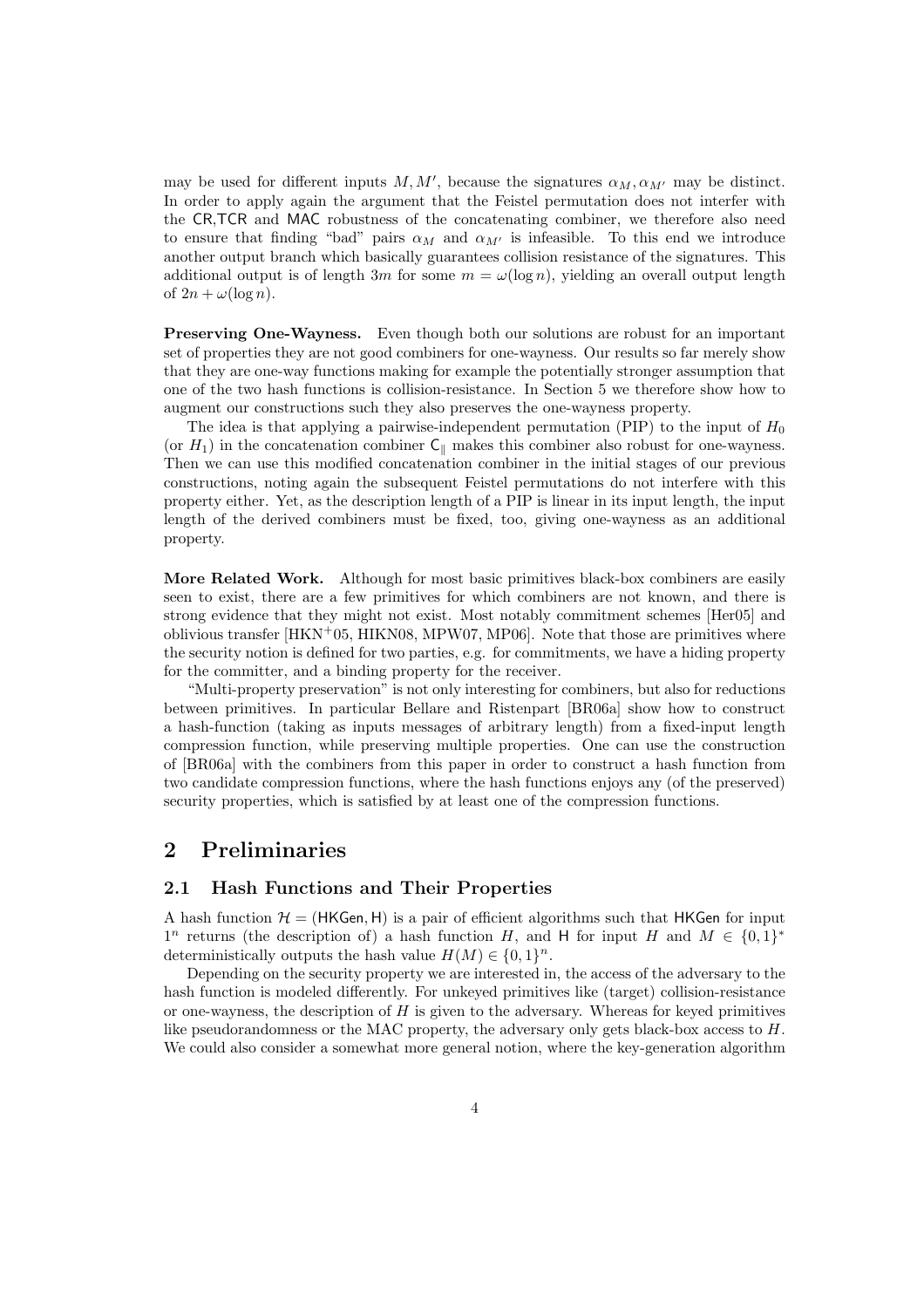may be used for different inputs $M, M'$, because the signatures $\alpha_M, \alpha_{M'}$ may be distinct. In order to apply again the argument that the Feistel permutation does not interfer with the CR,TCR and MAC robustness of the concatenating combiner, we therefore also need to ensure that finding "bad" pairs $\alpha_M$ and $\alpha_{M'}$ is infeasible. To this end we introduce another output branch which basically guarantees collision resistance of the signatures. This additional output is of length $3m$ for some $m = \omega(\log n)$, yielding an overall output length of $2n + \omega(\log n)$.

**Preserving One-Wayness.** Even though both our solutions are robust for an important set of properties they are not good combiners for one-wayness. Our results so far merely show that they are one-way functions making for example the potentially stronger assumption that one of the two hash functions is collision-resistance. In Section 5 we therefore show how to augment our constructions such they also preserves the one-wayness property.

The idea is that applying a pairwise-independent permutation (PIP) to the input of $H_0$ (or $H_1$) in the concatenation combiner $\mathsf{C}_{\|}$ makes this combiner also robust for one-wayness. Then we can use this modified concatenation combiner in the initial stages of our previous constructions, noting again the subsequent Feistel permutations do not interfere with this property either. Yet, as the description length of a PIP is linear in its input length, the input length of the derived combiners must be fixed, too, giving one-wayness as an additional property.

**More Related Work.** Although for most basic primitives black-box combiners are easily seen to exist, there are a few primitives for which combiners are not known, and there is strong evidence that they might not exist. Most notably commitment schemes [Her05] and oblivious transfer [HKN+05, HIKN08, MPW07, MP06]. Note that those are primitives where the security notion is defined for two parties, e.g. for commitments, we have a hiding property for the committer, and a binding property for the receiver.

"Multi-property preservation" is not only interesting for combiners, but also for reductions between primitives. In particular Bellare and Ristenpart [BR06a] show how to construct a hash-function (taking as inputs messages of arbitrary length) from a fixed-input length compression function, while preserving multiple properties. One can use the construction of [BR06a] with the combiners from this paper in order to construct a hash function from two candidate compression functions, where the hash functions enjoys any (of the preserved) security properties, which is satisfied by at least one of the compression functions.

# 2 Preliminaries

## 2.1 Hash Functions and Their Properties

A hash function $\mathcal{H} = (\mathsf{HKGen}, \mathsf{H})$ is a pair of efficient algorithms such that $\mathsf{HKGen}$ for input $1^n$ returns (the description of) a hash function $H$, and $\mathsf{H}$ for input $H$ and $M \in \{0,1\}^*$ deterministically outputs the hash value $H(M) \in \{0,1\}^n$.

Depending on the security property we are interested in, the access of the adversary to the hash function is modeled differently. For unkeyed primitives like (target) collision-resistance or one-wayness, the description of $H$ is given to the adversary. Whereas for keyed primitives like pseudorandomness or the MAC property, the adversary only gets black-box access to $H$. We could also consider a somewhat more general notion, where the key-generation algorithm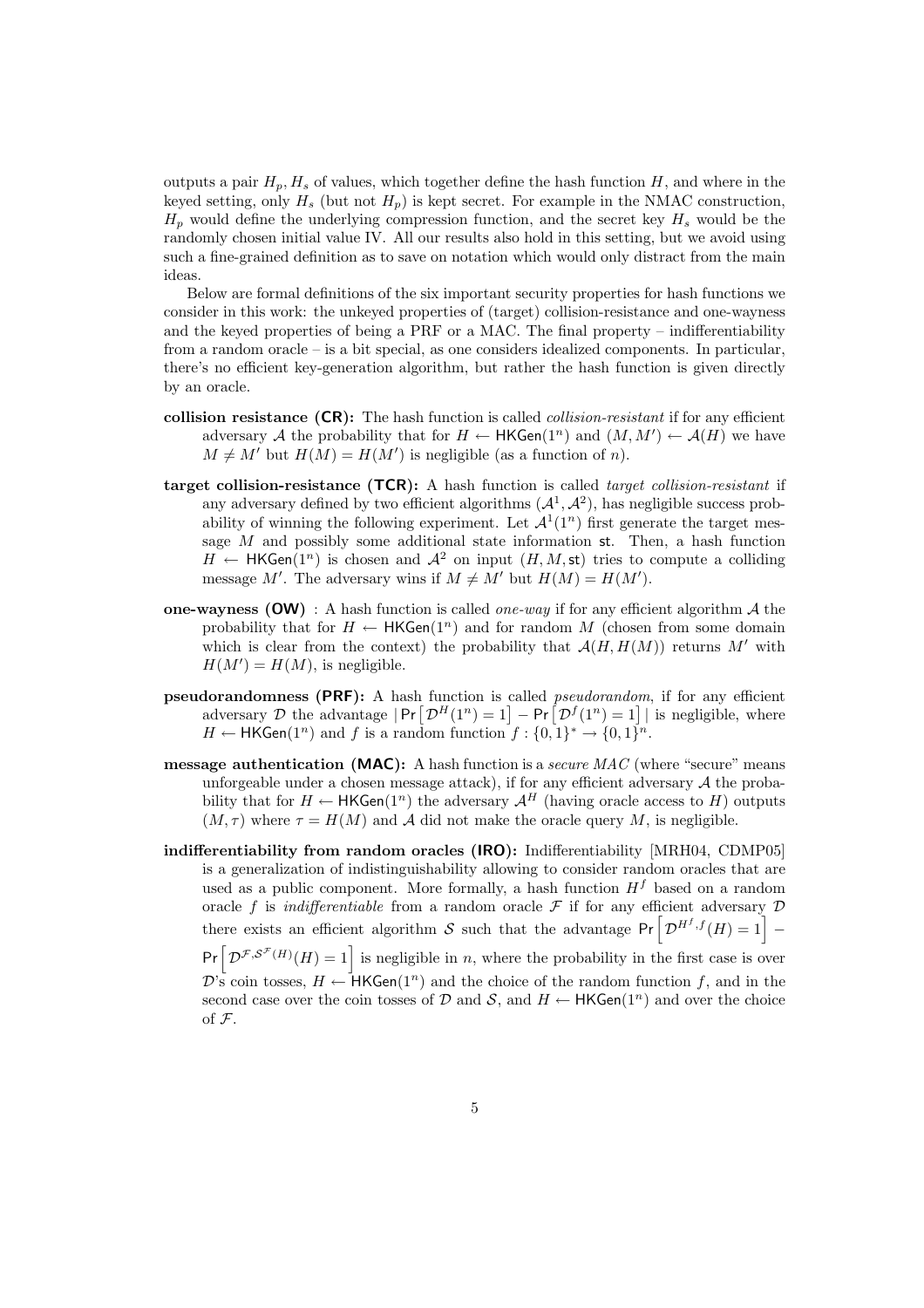outputs a pair $H_p, H_s$ of values, which together define the hash function $H$, and where in the keyed setting, only $H_s$ (but not $H_p$) is kept secret. For example in the NMAC construction, $H_p$ would define the underlying compression function, and the secret key $H_s$ would be the randomly chosen initial value IV. All our results also hold in this setting, but we avoid using such a fine-grained definition as to save on notation which would only distract from the main ideas.

Below are formal definitions of the six important security properties for hash functions we consider in this work: the unkeyed properties of (target) collision-resistance and one-wayness and the keyed properties of being a PRF or a MAC. The final property – indifferentiability from a random oracle – is a bit special, as one considers idealized components. In particular, there's no efficient key-generation algorithm, but rather the hash function is given directly by an oracle.

**collision resistance (CR):** The hash function is called *collision-resistant* if for any efficient adversary $\mathcal{A}$ the probability that for $H \leftarrow \mathsf{HKGen}(1^n)$ and $(M, M') \leftarrow \mathcal{A}(H)$ we have $M \neq M'$ but $H(M) = H(M')$ is negligible (as a function of $n$).

**target collision-resistance (TCR):** A hash function is called *target collision-resistant* if any adversary defined by two efficient algorithms $(\mathcal{A}^1, \mathcal{A}^2)$, has negligible success probability of winning the following experiment. Let $\mathcal{A}^1(1^n)$ first generate the target message $M$ and possibly some additional state information $\mathsf{st}$. Then, a hash function $H \leftarrow \mathsf{HKGen}(1^n)$ is chosen and $\mathcal{A}^2$ on input $(H, M, \mathsf{st})$ tries to compute a colliding message $M'$. The adversary wins if $M \neq M'$ but $H(M) = H(M')$.

**one-wayness (OW)** : A hash function is called *one-way* if for any efficient algorithm $\mathcal{A}$ the probability that for $H \leftarrow \mathsf{HKGen}(1^n)$ and for random $M$ (chosen from some domain which is clear from the context) the probability that $\mathcal{A}(H, H(M))$ returns $M'$ with $H(M') = H(M)$, is negligible.

**pseudorandomness (PRF):** A hash function is called *pseudorandom*, if for any efficient adversary $\mathcal{D}$ the advantage $|\Pr[\mathcal{D}^H(1^n) = 1] - \Pr[\mathcal{D}^f(1^n) = 1]|$ is negligible, where $H \leftarrow \mathsf{HKGen}(1^n)$ and $f$ is a random function $f : \{0,1\}^* \rightarrow \{0,1\}^n$.

**message authentication (MAC):** A hash function is a *secure MAC* (where "secure" means unforgeable under a chosen message attack), if for any efficient adversary $\mathcal{A}$ the probability that for $H \leftarrow \mathsf{HKGen}(1^n)$ the adversary $\mathcal{A}^H$ (having oracle access to $H$) outputs $(M, \tau)$ where $\tau = H(M)$ and $\mathcal{A}$ did not make the oracle query $M$, is negligible.

**indifferentiability from random oracles (IRO):** Indifferentiability [MRH04, CDMP05] is a generalization of indistinguishability allowing to consider random oracles that are used as a public component. More formally, a hash function $H^f$ based on a random oracle $f$ is *indifferentiable* from a random oracle $\mathcal{F}$ if for any efficient adversary $\mathcal{D}$ there exists an efficient algorithm $\mathcal{S}$ such that the advantage $\Pr\left[\mathcal{D}^{H^f, f}(H) = 1\right] - \Pr\left[\mathcal{D}^{\mathcal{F}, \mathcal{S}^{\mathcal{F}}(H)}(H) = 1\right]$ is negligible in $n$, where the probability in the first case is over $\mathcal{D}$'s coin tosses, $H \leftarrow \mathsf{HKGen}(1^n)$ and the choice of the random function $f$, and in the second case over the coin tosses of $\mathcal{D}$ and $\mathcal{S}$, and $H \leftarrow \mathsf{HKGen}(1^n)$ and over the choice of $\mathcal{F}$.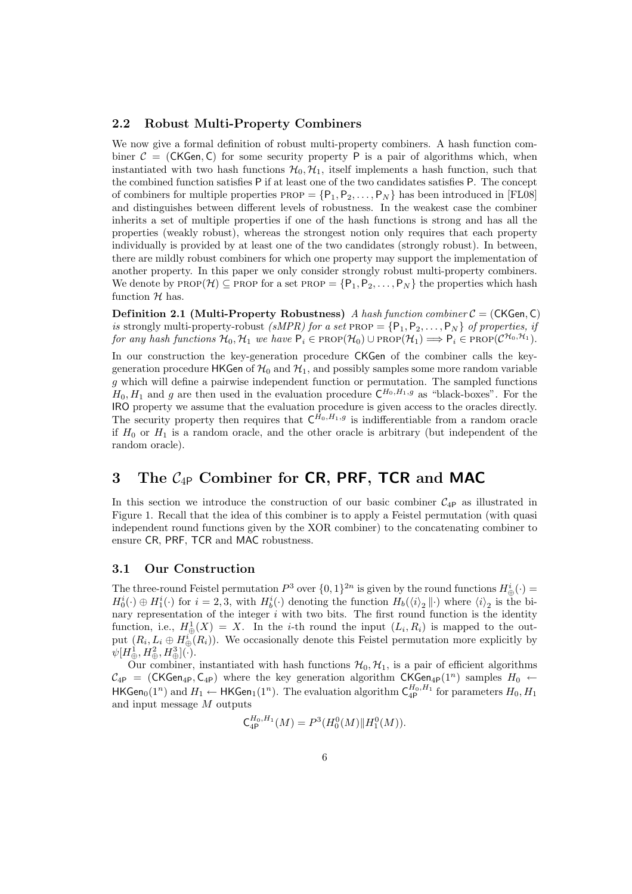### 2.2 Robust Multi-Property Combiners

We now give a formal definition of robust multi-property combiners. A hash function combiner $\mathcal{C} = (\mathsf{CKGen}, \mathsf{C})$ for some security property $\mathsf{P}$ is a pair of algorithms which, when instantiated with two hash functions $\mathcal{H}_0, \mathcal{H}_1$, itself implements a hash function, such that the combined function satisfies $\mathsf{P}$ if at least one of the two candidates satisfies $\mathsf{P}$. The concept of combiners for multiple properties $\text{PROP} = \{\mathsf{P}_1, \mathsf{P}_2, \ldots, \mathsf{P}_N\}$ has been introduced in [FL08] and distinguishes between different levels of robustness. In the weakest case the combiner inherits a set of multiple properties if one of the hash functions is strong and has all the properties (weakly robust), whereas the strongest notion only requires that each property individually is provided by at least one of the two candidates (strongly robust). In between, there are mildly robust combiners for which one property may support the implementation of another property. In this paper we only consider strongly robust multi-property combiners. We denote by $\text{PROP}(\mathcal{H}) \subseteq \text{PROP}$ for a set $\text{PROP} = \{\mathsf{P}_1, \mathsf{P}_2, \ldots, \mathsf{P}_N\}$ the properties which hash function $\mathcal{H}$ has.

**Definition 2.1 (Multi-Property Robustness)** *A hash function combiner $\mathcal{C} = (\mathsf{CKGen}, \mathsf{C})$ is* strongly multi-property-robust *(sMPR) for a set $\text{PROP} = \{\mathsf{P}_1, \mathsf{P}_2, \ldots, \mathsf{P}_N\}$ of properties, if for any hash functions $\mathcal{H}_0, \mathcal{H}_1$ we have $\mathsf{P}_i \in \text{PROP}(\mathcal{H}_0) \cup \text{PROP}(\mathcal{H}_1) \Longrightarrow \mathsf{P}_i \in \text{PROP}(\mathcal{C}^{\mathcal{H}_0,\mathcal{H}_1})$.*

In our construction the key-generation procedure $\mathsf{CKGen}$ of the combiner calls the key-generation procedure $\mathsf{HKGen}$ of $\mathcal{H}_0$ and $\mathcal{H}_1$, and possibly samples some more random variable $g$ which will define a pairwise independent function or permutation. The sampled functions $H_0, H_1$ and $g$ are then used in the evaluation procedure $\mathsf{C}^{H_0,H_1,g}$ as "black-boxes". For the $\mathsf{IRO}$ property we assume that the evaluation procedure is given access to the oracles directly. The security property then requires that $\mathsf{C}^{H_0,H_1,g}$ is indifferentiable from a random oracle if $H_0$ or $H_1$ is a random oracle, and the other oracle is arbitrary (but independent of the random oracle).

## 3 The $\mathcal{C}_{4\mathsf{P}}$ Combiner for CR, PRF, TCR and MAC

In this section we introduce the construction of our basic combiner $\mathcal{C}_{4\mathsf{P}}$ as illustrated in Figure 1. Recall that the idea of this combiner is to apply a Feistel permutation (with quasi independent round functions given by the XOR combiner) to the concatenating combiner to ensure $\mathsf{CR}$, $\mathsf{PRF}$, $\mathsf{TCR}$ and $\mathsf{MAC}$ robustness.

### 3.1 Our Construction

The three-round Feistel permutation $P^3$ over $\{0,1\}^{2n}$ is given by the round functions $H^i_{\oplus}(\cdot) = H^i_0(\cdot) \oplus H^i_1(\cdot)$ for $i = 2, 3$, with $H^i_b(\cdot)$ denoting the function $H_b(\langle i \rangle_2 \| \cdot)$ where $\langle i \rangle_2$ is the binary representation of the integer $i$ with two bits. The first round function is the identity function, i.e., $H^1_{\oplus}(X) = X$. In the $i$-th round the input $(L_i, R_i)$ is mapped to the output $(R_i, L_i \oplus H^i_{\oplus}(R_i))$. We occasionally denote this Feistel permutation more explicitly by $\psi[H^1_{\oplus}, H^2_{\oplus}, H^3_{\oplus}](\cdot)$.

Our combiner, instantiated with hash functions $\mathcal{H}_0, \mathcal{H}_1$, is a pair of efficient algorithms $\mathcal{C}_{4\mathsf{P}} = (\mathsf{CKGen}_{4\mathsf{P}}, \mathsf{C}_{4\mathsf{P}})$ where the key generation algorithm $\mathsf{CKGen}_{4\mathsf{P}}(1^n)$ samples $H_0 \leftarrow \mathsf{HKGen}_0(1^n)$ and $H_1 \leftarrow \mathsf{HKGen}_1(1^n)$. The evaluation algorithm $\mathsf{C}^{H_0,H_1}_{4\mathsf{P}}$ for parameters $H_0, H_1$ and input message $M$ outputs

$$\mathsf{C}^{H_0,H_1}_{4\mathsf{P}}(M) = P^3(H^0_0(M) \| H^0_1(M)).$$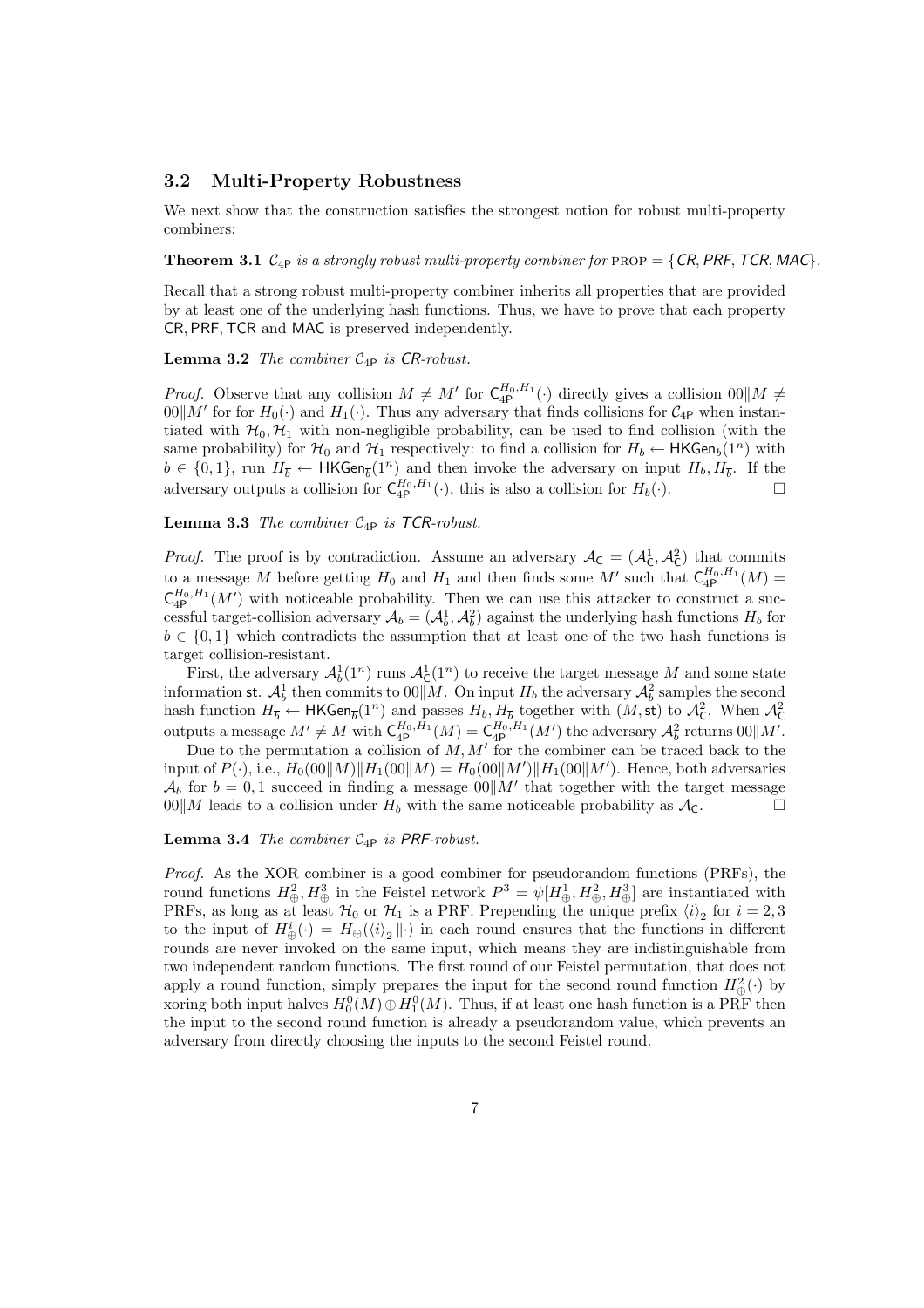### 3.2 Multi-Property Robustness

We next show that the construction satisfies the strongest notion for robust multi-property combiners:

**Theorem 3.1** *$\mathcal{C}_{4P}$ is a strongly robust multi-property combiner for* PROP $= \{\mathsf{CR}, \mathsf{PRF}, \mathsf{TCR}, \mathsf{MAC}\}$.

Recall that a strong robust multi-property combiner inherits all properties that are provided by at least one of the underlying hash functions. Thus, we have to prove that each property CR, PRF, TCR and MAC is preserved independently.

**Lemma 3.2** *The combiner $\mathcal{C}_{4P}$ is CR-robust.*

*Proof.* Observe that any collision $M \neq M'$ for $\mathsf{C}_{4P}^{H_0,H_1}(\cdot)$ directly gives a collision $00\|M \neq 00\|M'$ for for $H_0(\cdot)$ and $H_1(\cdot)$. Thus any adversary that finds collisions for $\mathcal{C}_{4P}$ when instantiated with $\mathcal{H}_0, \mathcal{H}_1$ with non-negligible probability, can be used to find collision (with the same probability) for $\mathcal{H}_0$ and $\mathcal{H}_1$ respectively: to find a collision for $H_b \leftarrow \mathsf{HKGen}_b(1^n)$ with $b \in \{0,1\}$, run $H_{\overline{b}} \leftarrow \mathsf{HKGen}_{\overline{b}}(1^n)$ and then invoke the adversary on input $H_b, H_{\overline{b}}$. If the adversary outputs a collision for $\mathsf{C}_{4P}^{H_0,H_1}(\cdot)$, this is also a collision for $H_b(\cdot)$. $\square$

**Lemma 3.3** *The combiner $\mathcal{C}_{4P}$ is TCR-robust.*

*Proof.* The proof is by contradiction. Assume an adversary $\mathcal{A}_{\mathsf{C}} = (\mathcal{A}_{\mathsf{C}}^1, \mathcal{A}_{\mathsf{C}}^2)$ that commits to a message $M$ before getting $H_0$ and $H_1$ and then finds some $M'$ such that $\mathsf{C}_{4P}^{H_0,H_1}(M) = \mathsf{C}_{4P}^{H_0,H_1}(M')$ with noticeable probability. Then we can use this attacker to construct a successful target-collision adversary $\mathcal{A}_b = (\mathcal{A}_b^1, \mathcal{A}_b^2)$ against the underlying hash functions $H_b$ for $b \in \{0,1\}$ which contradicts the assumption that at least one of the two hash functions is target collision-resistant.

First, the adversary $\mathcal{A}_b^1(1^n)$ runs $\mathcal{A}_{\mathsf{C}}^1(1^n)$ to receive the target message $M$ and some state information $\mathsf{st}$. $\mathcal{A}_b^1$ then commits to $00\|M$. On input $H_b$ the adversary $\mathcal{A}_b^2$ samples the second hash function $H_{\overline{b}} \leftarrow \mathsf{HKGen}_{\overline{b}}(1^n)$ and passes $H_b, H_{\overline{b}}$ together with $(M, \mathsf{st})$ to $\mathcal{A}_{\mathsf{C}}^2$. When $\mathcal{A}_{\mathsf{C}}^2$ outputs a message $M' \neq M$ with $\mathsf{C}_{4P}^{H_0,H_1}(M) = \mathsf{C}_{4P}^{H_0,H_1}(M')$ the adversary $\mathcal{A}_b^2$ returns $00\|M'$.

Due to the permutation a collision of $M, M'$ for the combiner can be traced back to the input of $P(\cdot)$, i.e., $H_0(00\|M)\|H_1(00\|M) = H_0(00\|M')\|H_1(00\|M')$. Hence, both adversaries $\mathcal{A}_b$ for $b = 0, 1$ succeed in finding a message $00\|M'$ that together with the target message $00\|M$ leads to a collision under $H_b$ with the same noticeable probability as $\mathcal{A}_{\mathsf{C}}$. $\square$

**Lemma 3.4** *The combiner $\mathcal{C}_{4P}$ is PRF-robust.*

*Proof.* As the XOR combiner is a good combiner for pseudorandom functions (PRFs), the round functions $H_{\oplus}^2, H_{\oplus}^3$ in the Feistel network $P^3 = \psi[H_{\oplus}^1, H_{\oplus}^2, H_{\oplus}^3]$ are instantiated with PRFs, as long as at least $\mathcal{H}_0$ or $\mathcal{H}_1$ is a PRF. Prepending the unique prefix $\langle i \rangle_2$ for $i = 2, 3$ to the input of $H_{\oplus}^i(\cdot) = H_{\oplus}(\langle i \rangle_2 \| \cdot)$ in each round ensures that the functions in different rounds are never invoked on the same input, which means they are indistinguishable from two independent random functions. The first round of our Feistel permutation, that does not apply a round function, simply prepares the input for the second round function $H_{\oplus}^2(\cdot)$ by xoring both input halves $H_0^0(M) \oplus H_1^0(M)$. Thus, if at least one hash function is a PRF then the input to the second round function is already a pseudorandom value, which prevents an adversary from directly choosing the inputs to the second Feistel round.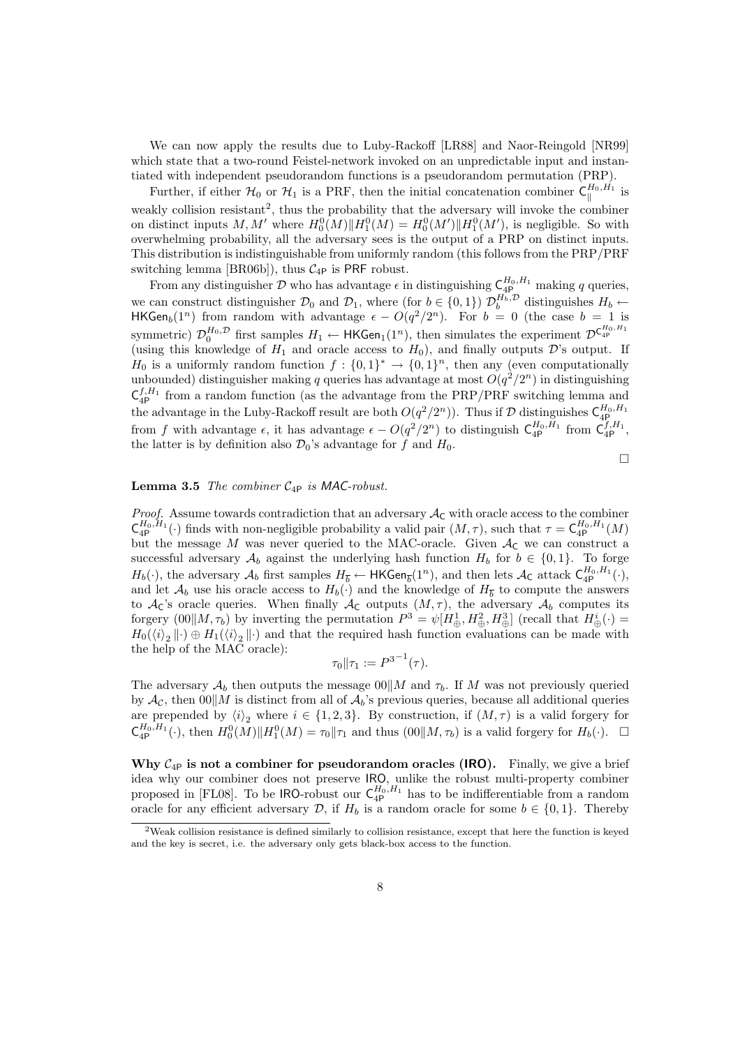We can now apply the results due to Luby-Rackoff [LR88] and Naor-Reingold [NR99] which state that a two-round Feistel-network invoked on an unpredictable input and instantiated with independent pseudorandom functions is a pseudorandom permutation (PRP).

Further, if either $\mathcal{H}_0$ or $\mathcal{H}_1$ is a PRF, then the initial concatenation combiner $\mathsf{C}_{\|}^{H_0,H_1}$ is weakly collision resistant[2], thus the probability that the adversary will invoke the combiner on distinct inputs $M, M'$ where $H_0^0(M)\|H_1^0(M) = H_0^0(M')\|H_1^0(M')$, is negligible. So with overwhelming probability, all the adversary sees is the output of a PRP on distinct inputs. This distribution is indistinguishable from uniformly random (this follows from the PRP/PRF switching lemma [BR06b]), thus $\mathcal{C}_{4\mathsf{P}}$ is PRF robust.

From any distinguisher $\mathcal{D}$ who has advantage $\epsilon$ in distinguishing $\mathsf{C}_{4\mathsf{P}}^{H_0,H_1}$ making $q$ queries, we can construct distinguisher $\mathcal{D}_0$ and $\mathcal{D}_1$, where (for $b \in \{0,1\}$) $\mathcal{D}_b^{H_b,\mathcal{D}}$ distinguishes $H_b \leftarrow \mathsf{HKGen}_b(1^n)$ from random with advantage $\epsilon - O(q^2/2^n)$. For $b = 0$ (the case $b = 1$ is symmetric) $\mathcal{D}_0^{H_0,\mathcal{D}}$ first samples $H_1 \leftarrow \mathsf{HKGen}_1(1^n)$, then simulates the experiment $\mathcal{D}^{\mathsf{C}_{4\mathsf{P}}^{H_0,H_1}}$ (using this knowledge of $H_1$ and oracle access to $H_0$), and finally outputs $\mathcal{D}$'s output. If $H_0$ is a uniformly random function $f : \{0,1\}^* \rightarrow \{0,1\}^n$, then any (even computationally unbounded) distinguisher making $q$ queries has advantage at most $O(q^2/2^n)$ in distinguishing $\mathsf{C}_{4\mathsf{P}}^{f,H_1}$ from a random function (as the advantage from the PRP/PRF switching lemma and the advantage in the Luby-Rackoff result are both $O(q^2/2^n)$). Thus if $\mathcal{D}$ distinguishes $\mathsf{C}_{4\mathsf{P}}^{H_0,H_1}$ from $f$ with advantage $\epsilon$, it has advantage $\epsilon - O(q^2/2^n)$ to distinguish $\mathsf{C}_{4\mathsf{P}}^{H_0,H_1}$ from $\mathsf{C}_{4\mathsf{P}}^{f,H_1}$, the latter is by definition also $\mathcal{D}_0$'s advantage for $f$ and $H_0$. □

**Lemma 3.5** *The combiner $\mathcal{C}_{4\mathsf{P}}$ is MAC-robust.*

*Proof.* Assume towards contradiction that an adversary $\mathcal{A}_{\mathsf{C}}$ with oracle access to the combiner $\mathsf{C}_{4\mathsf{P}}^{H_0,H_1}(\cdot)$ finds with non-negligible probability a valid pair $(M, \tau)$, such that $\tau = \mathsf{C}_{4\mathsf{P}}^{H_0,H_1}(M)$ but the message $M$ was never queried to the MAC-oracle. Given $\mathcal{A}_{\mathsf{C}}$ we can construct a successful adversary $\mathcal{A}_b$ against the underlying hash function $H_b$ for $b \in \{0,1\}$. To forge $H_b(\cdot)$, the adversary $\mathcal{A}_b$ first samples $H_{\overline{b}} \leftarrow \mathsf{HKGen}_{\overline{b}}(1^n)$, and then lets $\mathcal{A}_{\mathsf{C}}$ attack $\mathsf{C}_{4\mathsf{P}}^{H_0,H_1}(\cdot)$, and let $\mathcal{A}_b$ use his oracle access to $H_b(\cdot)$ and the knowledge of $H_{\overline{b}}$ to compute the answers to $\mathcal{A}_{\mathsf{C}}$'s oracle queries. When finally $\mathcal{A}_{\mathsf{C}}$ outputs $(M, \tau)$, the adversary $\mathcal{A}_b$ computes its forgery $(00\|M, \tau_b)$ by inverting the permutation $P^3 = \psi[H_{\oplus}^1, H_{\oplus}^2, H_{\oplus}^3]$ (recall that $H_{\oplus}^i(\cdot) = H_0(\langle i \rangle_2 \| \cdot) \oplus H_1(\langle i \rangle_2 \| \cdot)$ and that the required hash function evaluations can be made with the help of the MAC oracle):

$$\tau_0 \| \tau_1 := P^{3^{-1}}(\tau).$$

The adversary $\mathcal{A}_b$ then outputs the message $00\|M$ and $\tau_b$. If $M$ was not previously queried by $\mathcal{A}_{\mathcal{C}}$, then $00\|M$ is distinct from all of $\mathcal{A}_b$'s previous queries, because all additional queries are prepended by $\langle i \rangle_2$ where $i \in \{1,2,3\}$. By construction, if $(M, \tau)$ is a valid forgery for $\mathsf{C}_{4\mathsf{P}}^{H_0,H_1}(\cdot)$, then $H_0^0(M)\|H_1^0(M) = \tau_0\|\tau_1$ and thus $(00\|M, \tau_b)$ is a valid forgery for $H_b(\cdot)$. □

**Why $\mathcal{C}_{4\mathsf{P}}$ is not a combiner for pseudorandom oracles (IRO).** Finally, we give a brief idea why our combiner does not preserve IRO, unlike the robust multi-property combiner proposed in [FL08]. To be IRO-robust our $\mathsf{C}_{4\mathsf{P}}^{H_0,H_1}$ has to be indifferentiable from a random oracle for any efficient adversary $\mathcal{D}$, if $H_b$ is a random oracle for some $b \in \{0,1\}$. Thereby

[2] Weak collision resistance is defined similarly to collision resistance, except that here the function is keyed and the key is secret, i.e. the adversary only gets black-box access to the function.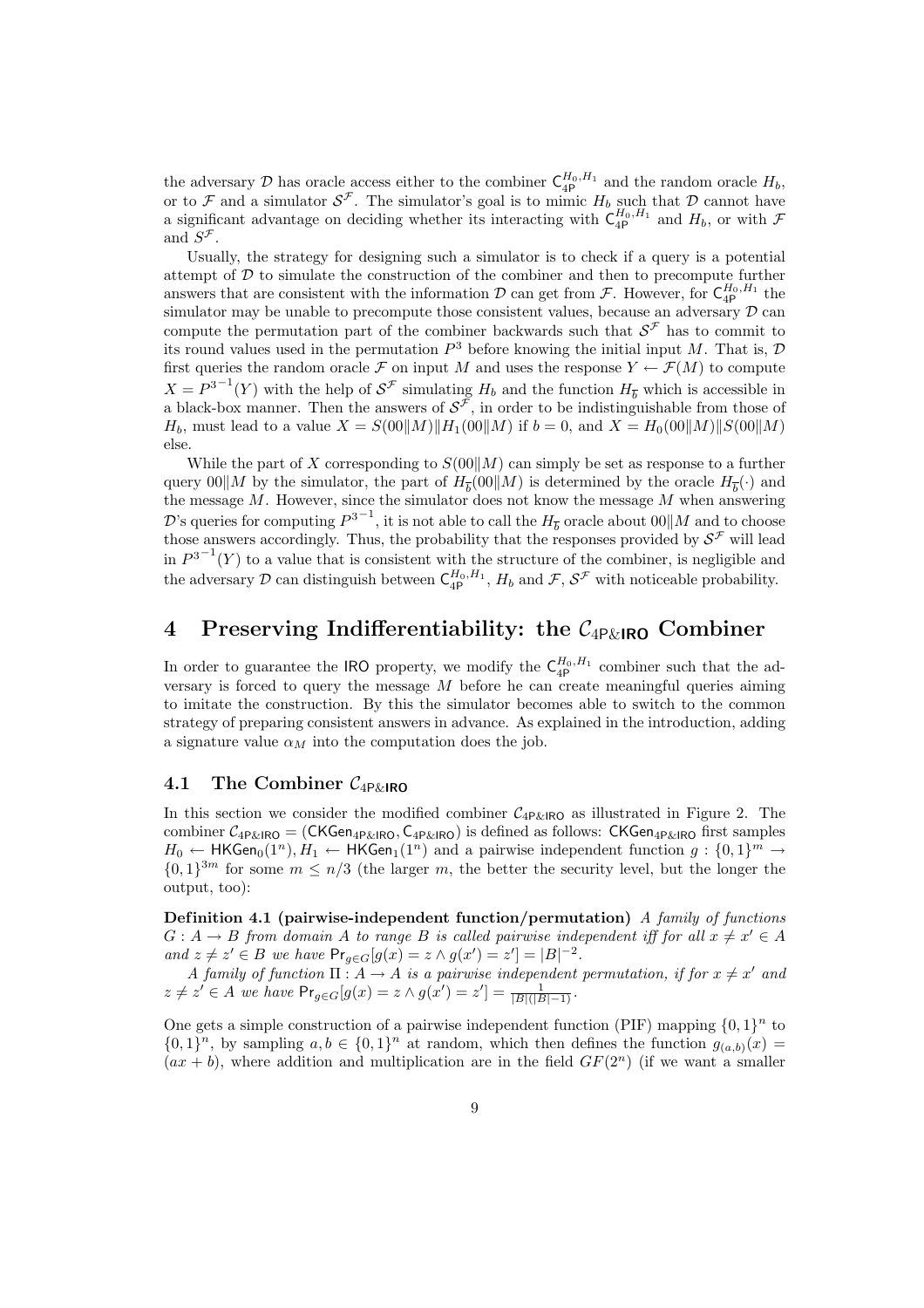the adversary $\mathcal{D}$ has oracle access either to the combiner $\mathsf{C}_{4\mathsf{P}}^{H_0,H_1}$ and the random oracle $H_b$, or to $\mathcal{F}$ and a simulator $\mathcal{S}^{\mathcal{F}}$. The simulator's goal is to mimic $H_b$ such that $\mathcal{D}$ cannot have a significant advantage on deciding whether its interacting with $\mathsf{C}_{4\mathsf{P}}^{H_0,H_1}$ and $H_b$, or with $\mathcal{F}$ and $S^{\mathcal{F}}$.

Usually, the strategy for designing such a simulator is to check if a query is a potential attempt of $\mathcal{D}$ to simulate the construction of the combiner and then to precompute further answers that are consistent with the information $\mathcal{D}$ can get from $\mathcal{F}$. However, for $\mathsf{C}_{4\mathsf{P}}^{H_0,H_1}$ the simulator may be unable to precompute those consistent values, because an adversary $\mathcal{D}$ can compute the permutation part of the combiner backwards such that $\mathcal{S}^{\mathcal{F}}$ has to commit to its round values used in the permutation $P^3$ before knowing the initial input $M$. That is, $\mathcal{D}$ first queries the random oracle $\mathcal{F}$ on input $M$ and uses the response $Y \leftarrow \mathcal{F}(M)$ to compute $X = P^{3^{-1}}(Y)$ with the help of $\mathcal{S}^{\mathcal{F}}$ simulating $H_b$ and the function $H_{\overline{b}}$ which is accessible in a black-box manner. Then the answers of $\mathcal{S}^{\mathcal{F}}$, in order to be indistinguishable from those of $H_b$, must lead to a value $X = S(00\|M)\|H_1(00\|M)$ if $b = 0$, and $X = H_0(00\|M)\|S(00\|M)$ else.

While the part of $X$ corresponding to $S(00\|M)$ can simply be set as response to a further query $00\|M$ by the simulator, the part of $H_{\overline{b}}(00\|M)$ is determined by the oracle $H_{\overline{b}}(\cdot)$ and the message $M$. However, since the simulator does not know the message $M$ when answering $\mathcal{D}$'s queries for computing $P^{3^{-1}}$, it is not able to call the $H_{\overline{b}}$ oracle about $00\|M$ and to choose those answers accordingly. Thus, the probability that the responses provided by $\mathcal{S}^{\mathcal{F}}$ will lead in $P^{3^{-1}}(Y)$ to a value that is consistent with the structure of the combiner, is negligible and the adversary $\mathcal{D}$ can distinguish between $\mathsf{C}_{4\mathsf{P}}^{H_0,H_1}$, $H_b$ and $\mathcal{F}$, $\mathcal{S}^{\mathcal{F}}$ with noticeable probability.

# 4 Preserving Indifferentiability: the $\mathcal{C}_{4\mathsf{P}\&\mathsf{IRO}}$ Combiner

In order to guarantee the IRO property, we modify the $\mathsf{C}_{4\mathsf{P}}^{H_0,H_1}$ combiner such that the adversary is forced to query the message $M$ before he can create meaningful queries aiming to imitate the construction. By this the simulator becomes able to switch to the common strategy of preparing consistent answers in advance. As explained in the introduction, adding a signature value $\alpha_M$ into the computation does the job.

## 4.1 The Combiner $\mathcal{C}_{4\mathsf{P}\&\mathsf{IRO}}$

In this section we consider the modified combiner $\mathcal{C}_{4\mathsf{P}\&\mathsf{IRO}}$ as illustrated in Figure 2. The combiner $\mathcal{C}_{4\mathsf{P}\&\mathsf{IRO}} = (\mathsf{CKGen}_{4\mathsf{P}\&\mathsf{IRO}}, \mathsf{C}_{4\mathsf{P}\&\mathsf{IRO}})$ is defined as follows: $\mathsf{CKGen}_{4\mathsf{P}\&\mathsf{IRO}}$ first samples $H_0 \leftarrow \mathsf{HKGen}_0(1^n), H_1 \leftarrow \mathsf{HKGen}_1(1^n)$ and a pairwise independent function $g : \{0,1\}^m \rightarrow \{0,1\}^{3m}$ for some $m \leq n/3$ (the larger $m$, the better the security level, but the longer the output, too):

**Definition 4.1 (pairwise-independent function/permutation)** *A family of functions $G : A \rightarrow B$ from domain $A$ to range $B$ is called pairwise independent iff for all $x \neq x' \in A$ and $z \neq z' \in B$ we have $\Pr_{g \in G}[g(x) = z \wedge g(x') = z'] = |B|^{-2}$.*

*A family of function $\Pi : A \rightarrow A$ is a pairwise independent permutation, if for $x \neq x'$ and $z \neq z' \in A$ we have $\Pr_{g \in G}[g(x) = z \wedge g(x') = z'] = \frac{1}{|B|(|B|-1)}$.*

One gets a simple construction of a pairwise independent function (PIF) mapping $\{0,1\}^n$ to $\{0,1\}^n$, by sampling $a, b \in \{0,1\}^n$ at random, which then defines the function $g_{(a,b)}(x) = (ax + b)$, where addition and multiplication are in the field $GF(2^n)$ (if we want a smaller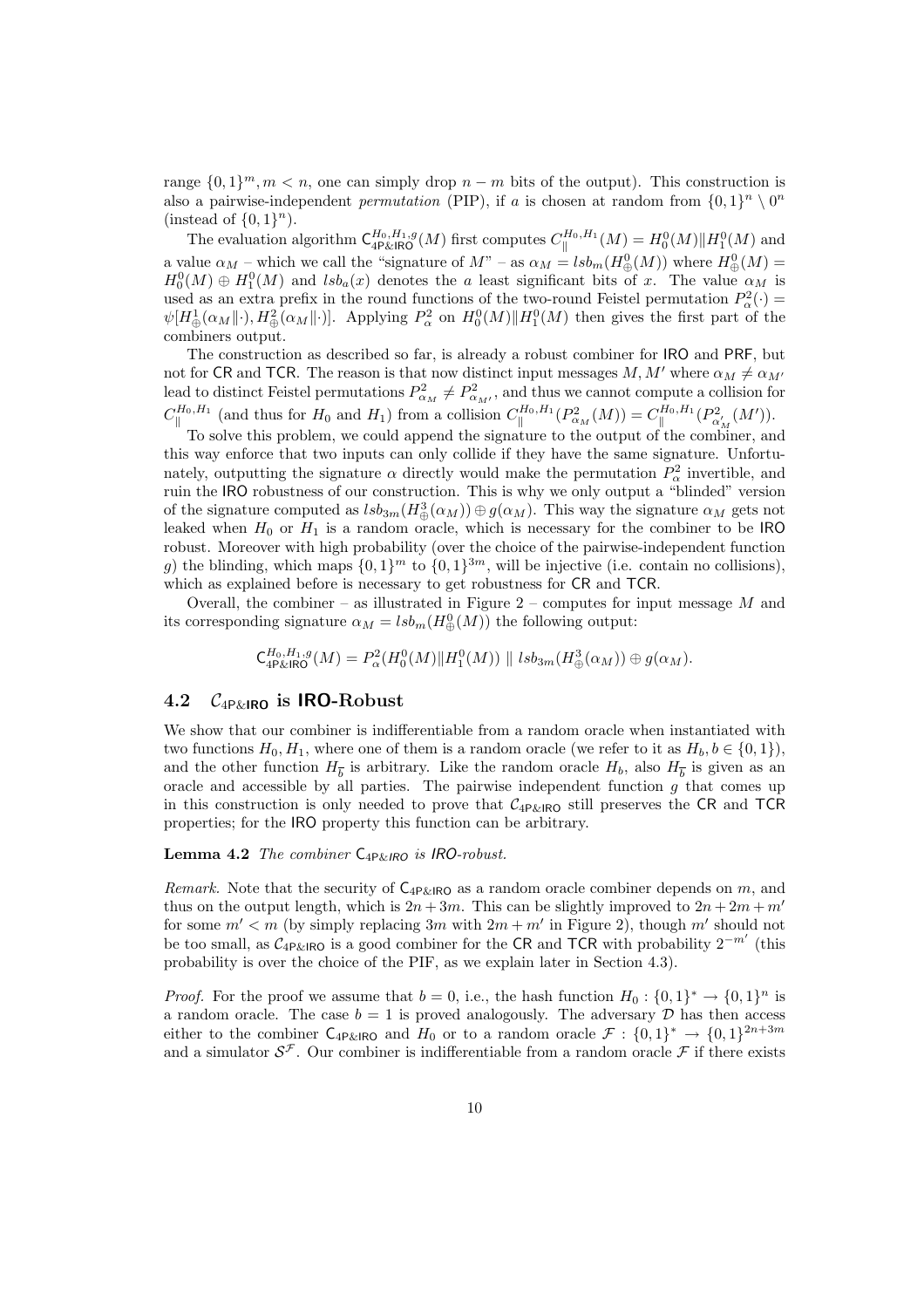range $\{0,1\}^m, m < n$, one can simply drop $n - m$ bits of the output). This construction is also a pairwise-independent *permutation* (PIP), if $a$ is chosen at random from $\{0,1\}^n \setminus 0^n$ (instead of $\{0,1\}^n$).

The evaluation algorithm $\mathsf{C}_{\mathsf{4P\&IRO}}^{H_0,H_1,g}(M)$ first computes $C_{\|}^{H_0,H_1}(M) = H_0^0(M) \| H_1^0(M)$ and a value $\alpha_M$ – which we call the "signature of $M$" – as $\alpha_M = lsb_m(H_\oplus^0(M))$ where $H_\oplus^0(M) = H_0^0(M) \oplus H_1^0(M)$ and $lsb_a(x)$ denotes the $a$ least significant bits of $x$. The value $\alpha_M$ is used as an extra prefix in the round functions of the two-round Feistel permutation $P_\alpha^2(\cdot) = \psi[H_\oplus^1(\alpha_M\|\cdot), H_\oplus^2(\alpha_M\|\cdot)]$. Applying $P_\alpha^2$ on $H_0^0(M)\|H_1^0(M)$ then gives the first part of the combiners output.

The construction as described so far, is already a robust combiner for IRO and PRF, but not for CR and TCR. The reason is that now distinct input messages $M, M'$ where $\alpha_M \neq \alpha_{M'}$ lead to distinct Feistel permutations $P_{\alpha_M}^2 \neq P_{\alpha_{M'}}^2$, and thus we cannot compute a collision for $C_{\|}^{H_0,H_1}$ (and thus for $H_0$ and $H_1$) from a collision $C_{\|}^{H_0,H_1}(P_{\alpha_M}^2(M)) = C_{\|}^{H_0,H_1}(P_{\alpha_M'}^2(M'))$.

To solve this problem, we could append the signature to the output of the combiner, and this way enforce that two inputs can only collide if they have the same signature. Unfortunately, outputting the signature $\alpha$ directly would make the permutation $P_\alpha^2$ invertible, and ruin the IRO robustness of our construction. This is why we only output a "blinded" version of the signature computed as $lsb_{3m}(H_\oplus^3(\alpha_M)) \oplus g(\alpha_M)$. This way the signature $\alpha_M$ gets not leaked when $H_0$ or $H_1$ is a random oracle, which is necessary for the combiner to be IRO robust. Moreover with high probability (over the choice of the pairwise-independent function $g$) the blinding, which maps $\{0,1\}^m$ to $\{0,1\}^{3m}$, will be injective (i.e. contain no collisions), which as explained before is necessary to get robustness for CR and TCR.

Overall, the combiner – as illustrated in Figure 2 – computes for input message $M$ and its corresponding signature $\alpha_M = lsb_m(H_\oplus^0(M))$ the following output:

$$\mathsf{C}_{\mathsf{4P\&IRO}}^{H_0,H_1,g}(M) = P_\alpha^2(H_0^0(M)\|H_1^0(M)) \;\|\; lsb_{3m}(H_\oplus^3(\alpha_M)) \oplus g(\alpha_M).$$

## 4.2 $\mathcal{C}_{\mathsf{4P\&IRO}}$ is IRO-Robust

We show that our combiner is indifferentiable from a random oracle when instantiated with two functions $H_0, H_1$, where one of them is a random oracle (we refer to it as $H_b, b \in \{0,1\}$), and the other function $H_{\overline{b}}$ is arbitrary. Like the random oracle $H_b$, also $H_{\overline{b}}$ is given as an oracle and accessible by all parties. The pairwise independent function $g$ that comes up in this construction is only needed to prove that $\mathcal{C}_{\mathsf{4P\&IRO}}$ still preserves the CR and TCR properties; for the IRO property this function can be arbitrary.

**Lemma 4.2** *The combiner $\mathsf{C}_{\mathsf{4P\&IRO}}$ is IRO-robust.*

*Remark.* Note that the security of $\mathsf{C}_{\mathsf{4P\&IRO}}$ as a random oracle combiner depends on $m$, and thus on the output length, which is $2n + 3m$. This can be slightly improved to $2n + 2m + m'$ for some $m' < m$ (by simply replacing $3m$ with $2m + m'$ in Figure 2), though $m'$ should not be too small, as $\mathcal{C}_{\mathsf{4P\&IRO}}$ is a good combiner for the CR and TCR with probability $2^{-m'}$ (this probability is over the choice of the PIF, as we explain later in Section 4.3).

*Proof.* For the proof we assume that $b = 0$, i.e., the hash function $H_0 : \{0,1\}^* \to \{0,1\}^n$ is a random oracle. The case $b = 1$ is proved analogously. The adversary $\mathcal{D}$ has then access either to the combiner $\mathsf{C}_{\mathsf{4P\&IRO}}$ and $H_0$ or to a random oracle $\mathcal{F} : \{0,1\}^* \to \{0,1\}^{2n+3m}$ and a simulator $\mathcal{S}^{\mathcal{F}}$. Our combiner is indifferentiable from a random oracle $\mathcal{F}$ if there exists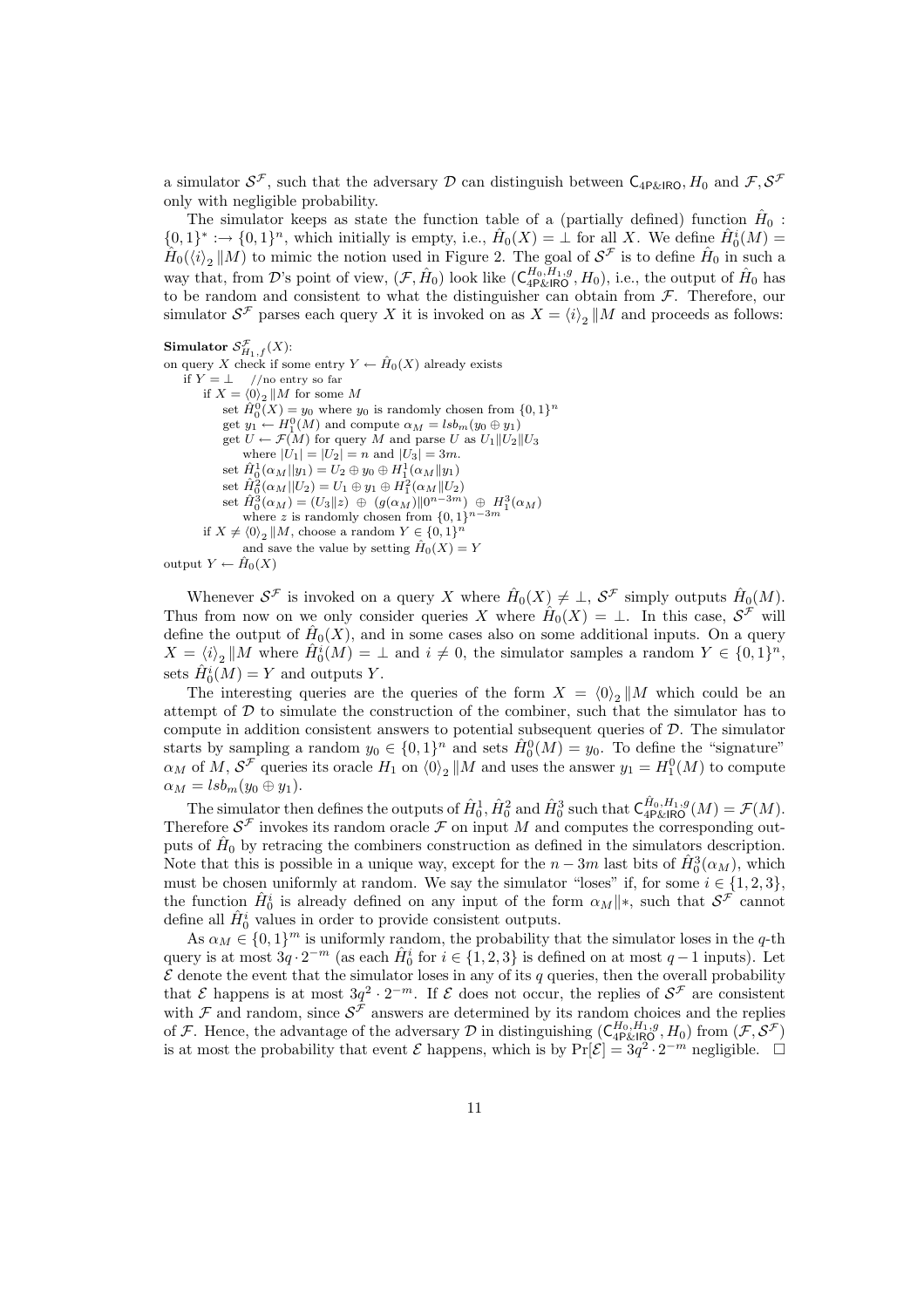a simulator $\mathcal{S}^{\mathcal{F}}$, such that the adversary $\mathcal{D}$ can distinguish between $\mathsf{C}_{4P\&IRO}, H_0$ and $\mathcal{F}, \mathcal{S}^{\mathcal{F}}$ only with negligible probability.

The simulator keeps as state the function table of a (partially defined) function $\hat{H}_0 : \{0,1\}^* :\rightarrow \{0,1\}^n$, which initially is empty, i.e., $\hat{H}_0(X) = \perp$ for all $X$. We define $\hat{H}_0^i(M) = \hat{H}_0(\langle i \rangle_2 \| M)$ to mimic the notion used in Figure 2. The goal of $\mathcal{S}^{\mathcal{F}}$ is to define $\hat{H}_0$ in such a way that, from $\mathcal{D}$'s point of view, $(\mathcal{F}, \hat{H}_0)$ look like $(\mathsf{C}_{4P\&IRO}^{H_0,H_1,g}, H_0)$, i.e., the output of $\hat{H}_0$ has to be random and consistent to what the distinguisher can obtain from $\mathcal{F}$. Therefore, our simulator $\mathcal{S}^{\mathcal{F}}$ parses each query $X$ it is invoked on as $X = \langle i \rangle_2 \| M$ and proceeds as follows:

```
Simulator S^F_{H1,f}(X):
on query X check if some entry Y ← Ĥ0(X) already exists
    if Y = ⊥    //no entry so far
        if X = ⟨0⟩2 || M for some M
            set Ĥ0^0(X) = y0 where y0 is randomly chosen from {0,1}^n
            get y1 ← H1^0(M) and compute α_M = lsb_m(y0 ⊕ y1)
            get U ← F(M) for query M and parse U as U1||U2||U3
                where |U1| = |U2| = n and |U3| = 3m.
            set Ĥ0^1(α_M||y1) = U2 ⊕ y0 ⊕ H1^1(α_M||y1)
            set Ĥ0^2(α_M||U2) = U1 ⊕ y1 ⊕ H1^2(α_M||U2)
            set Ĥ0^3(α_M) = (U3||z) ⊕ (g(α_M)||0^(n−3m)) ⊕ H1^3(α_M)
                where z is randomly chosen from {0,1}^(n−3m)
        if X ≠ ⟨0⟩2 || M, choose a random Y ∈ {0,1}^n
                and save the value by setting Ĥ0(X) = Y
output Y ← Ĥ0(X)
```

Whenever $\mathcal{S}^{\mathcal{F}}$ is invoked on a query $X$ where $\hat{H}_0(X) \neq \perp$, $\mathcal{S}^{\mathcal{F}}$ simply outputs $\hat{H}_0(M)$. Thus from now on we only consider queries $X$ where $\hat{H}_0(X) = \perp$. In this case, $\mathcal{S}^{\mathcal{F}}$ will define the output of $\hat{H}_0(X)$, and in some cases also on some additional inputs. On a query $X = \langle i \rangle_2 \| M$ where $\hat{H}_0^i(M) = \perp$ and $i \neq 0$, the simulator samples a random $Y \in \{0,1\}^n$, sets $\hat{H}_0^i(M) = Y$ and outputs $Y$.

The interesting queries are the queries of the form $X = \langle 0 \rangle_2 \| M$ which could be an attempt of $\mathcal{D}$ to simulate the construction of the combiner, such that the simulator has to compute in addition consistent answers to potential subsequent queries of $\mathcal{D}$. The simulator starts by sampling a random $y_0 \in \{0,1\}^n$ and sets $\hat{H}_0^0(M) = y_0$. To define the "signature" $\alpha_M$ of $M$, $\mathcal{S}^{\mathcal{F}}$ queries its oracle $H_1$ on $\langle 0 \rangle_2 \| M$ and uses the answer $y_1 = H_1^0(M)$ to compute $\alpha_M = lsb_m(y_0 \oplus y_1)$.

The simulator then defines the outputs of $\hat{H}_0^1, \hat{H}_0^2$ and $\hat{H}_0^3$ such that $\mathsf{C}_{4P\&IRO}^{\hat{H}_0,H_1,g}(M) = \mathcal{F}(M)$. Therefore $\mathcal{S}^{\mathcal{F}}$ invokes its random oracle $\mathcal{F}$ on input $M$ and computes the corresponding outputs of $\hat{H}_0$ by retracing the combiners construction as defined in the simulators description. Note that this is possible in a unique way, except for the $n - 3m$ last bits of $\hat{H}_0^3(\alpha_M)$, which must be chosen uniformly at random. We say the simulator "loses" if, for some $i \in \{1,2,3\}$, the function $\hat{H}_0^i$ is already defined on any input of the form $\alpha_M \| *$, such that $\mathcal{S}^{\mathcal{F}}$ cannot define all $\hat{H}_0^i$ values in order to provide consistent outputs.

As $\alpha_M \in \{0,1\}^m$ is uniformly random, the probability that the simulator loses in the $q$-th query is at most $3q \cdot 2^{-m}$ (as each $\hat{H}_0^i$ for $i \in \{1,2,3\}$ is defined on at most $q-1$ inputs). Let $\mathcal{E}$ denote the event that the simulator loses in any of its $q$ queries, then the overall probability that $\mathcal{E}$ happens is at most $3q^2 \cdot 2^{-m}$. If $\mathcal{E}$ does not occur, the replies of $\mathcal{S}^{\mathcal{F}}$ are consistent with $\mathcal{F}$ and random, since $\mathcal{S}^{\mathcal{F}}$ answers are determined by its random choices and the replies of $\mathcal{F}$. Hence, the advantage of the adversary $\mathcal{D}$ in distinguishing $(\mathsf{C}_{4P\&IRO}^{H_0,H_1,g}, H_0)$ from $(\mathcal{F}, \mathcal{S}^{\mathcal{F}})$ is at most the probability that event $\mathcal{E}$ happens, which is by $\Pr[\mathcal{E}] = 3q^2 \cdot 2^{-m}$ negligible. $\square$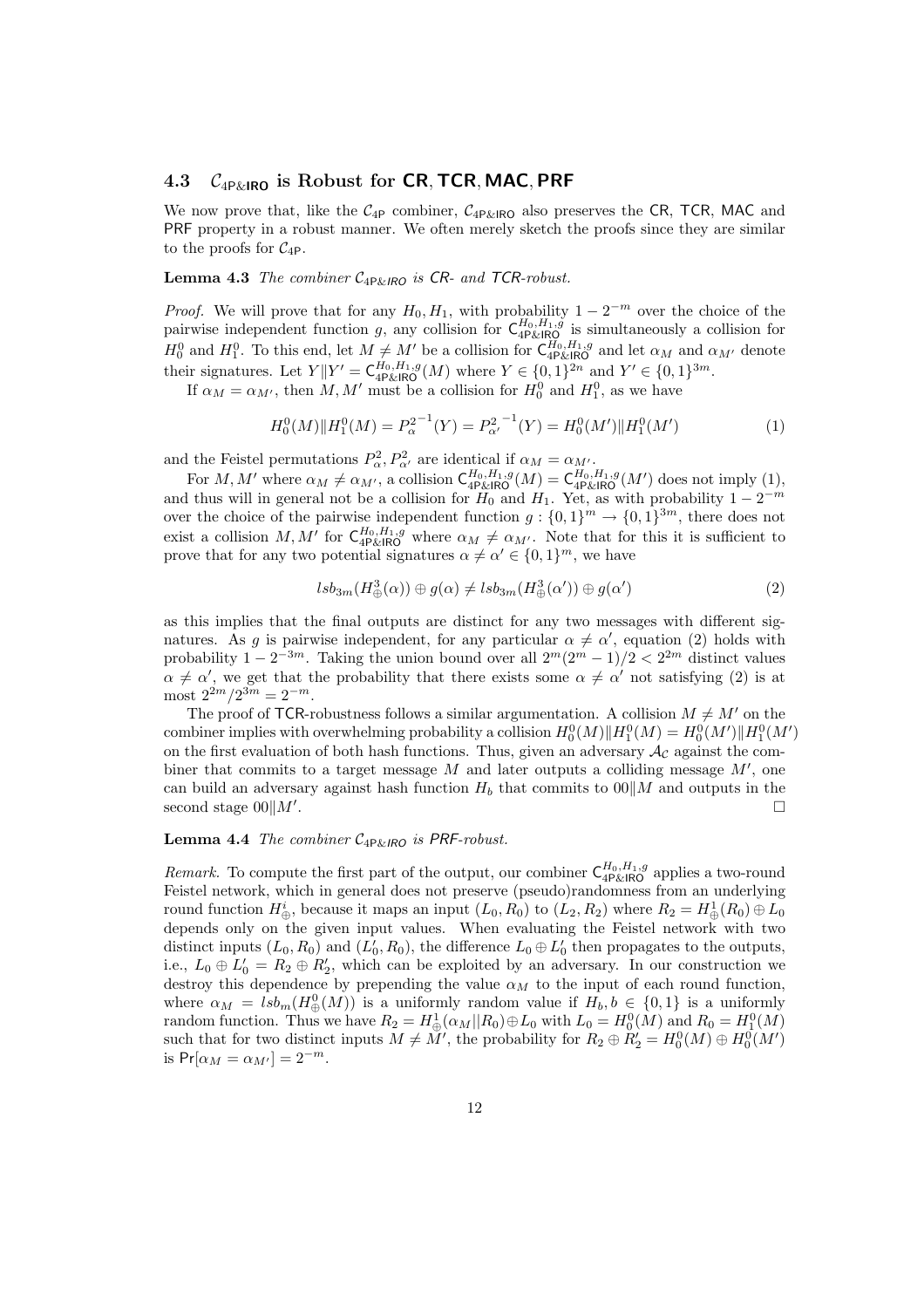### 4.3 $\mathcal{C}_{4P\&IRO}$ is Robust for CR, TCR, MAC, PRF

We now prove that, like the $\mathcal{C}_{4P}$ combiner, $\mathcal{C}_{4P\&IRO}$ also preserves the CR, TCR, MAC and PRF property in a robust manner. We often merely sketch the proofs since they are similar to the proofs for $\mathcal{C}_{4P}$.

**Lemma 4.3** *The combiner $\mathcal{C}_{4P\&IRO}$ is CR- and TCR-robust.*

*Proof.* We will prove that for any $H_0, H_1$, with probability $1 - 2^{-m}$ over the choice of the pairwise independent function $g$, any collision for $\mathsf{C}_{4P\&IRO}^{H_0,H_1,g}$ is simultaneously a collision for $H_0^0$ and $H_1^0$. To this end, let $M \neq M'$ be a collision for $\mathsf{C}_{4P\&IRO}^{H_0,H_1,g}$ and let $\alpha_M$ and $\alpha_{M'}$ denote their signatures. Let $Y \| Y' = \mathsf{C}_{4P\&IRO}^{H_0,H_1,g}(M)$ where $Y \in \{0,1\}^{2n}$ and $Y' \in \{0,1\}^{3m}$.

If $\alpha_M = \alpha_{M'}$, then $M, M'$ must be a collision for $H_0^0$ and $H_1^0$, as we have

$$H_0^0(M) \| H_1^0(M) = P_\alpha^{2^{-1}}(Y) = P_{\alpha'}^{2^{-1}}(Y) = H_0^0(M') \| H_1^0(M') \tag{1}$$

and the Feistel permutations $P_\alpha^2, P_{\alpha'}^2$ are identical if $\alpha_M = \alpha_{M'}$.

For $M, M'$ where $\alpha_M \neq \alpha_{M'}$, a collision $\mathsf{C}_{4P\&IRO}^{H_0,H_1,g}(M) = \mathsf{C}_{4P\&IRO}^{H_0,H_1,g}(M')$ does not imply (1), and thus will in general not be a collision for $H_0$ and $H_1$. Yet, as with probability $1 - 2^{-m}$ over the choice of the pairwise independent function $g : \{0,1\}^m \to \{0,1\}^{3m}$, there does not exist a collision $M, M'$ for $\mathsf{C}_{4P\&IRO}^{H_0,H_1,g}$ where $\alpha_M \neq \alpha_{M'}$. Note that for this it is sufficient to prove that for any two potential signatures $\alpha \neq \alpha' \in \{0,1\}^m$, we have

$$lsb_{3m}(H_\oplus^3(\alpha)) \oplus g(\alpha) \neq lsb_{3m}(H_\oplus^3(\alpha')) \oplus g(\alpha') \tag{2}$$

as this implies that the final outputs are distinct for any two messages with different signatures. As $g$ is pairwise independent, for any particular $\alpha \neq \alpha'$, equation (2) holds with probability $1 - 2^{-3m}$. Taking the union bound over all $2^m(2^m - 1)/2 < 2^{2m}$ distinct values $\alpha \neq \alpha'$, we get that the probability that there exists some $\alpha \neq \alpha'$ not satisfying (2) is at most $2^{2m}/2^{3m} = 2^{-m}$.

The proof of TCR-robustness follows a similar argumentation. A collision $M \neq M'$ on the combiner implies with overwhelming probability a collision $H_0^0(M) \| H_1^0(M) = H_0^0(M') \| H_1^0(M')$ on the first evaluation of both hash functions. Thus, given an adversary $\mathcal{A}_\mathcal{C}$ against the combiner that commits to a target message $M$ and later outputs a colliding message $M'$, one can build an adversary against hash function $H_b$ that commits to $00\|M$ and outputs in the second stage $00\|M'$. □

**Lemma 4.4** *The combiner $\mathcal{C}_{4P\&IRO}$ is PRF-robust.*

*Remark.* To compute the first part of the output, our combiner $\mathsf{C}_{4P\&IRO}^{H_0,H_1,g}$ applies a two-round Feistel network, which in general does not preserve (pseudo)randomness from an underlying round function $H_\oplus^i$, because it maps an input $(L_0, R_0)$ to $(L_2, R_2)$ where $R_2 = H_\oplus^1(R_0) \oplus L_0$ depends only on the given input values. When evaluating the Feistel network with two distinct inputs $(L_0, R_0)$ and $(L_0', R_0)$, the difference $L_0 \oplus L_0'$ then propagates to the outputs, i.e., $L_0 \oplus L_0' = R_2 \oplus R_2'$, which can be exploited by an adversary. In our construction we destroy this dependence by prepending the value $\alpha_M$ to the input of each round function, where $\alpha_M = lsb_m(H_\oplus^0(M))$ is a uniformly random value if $H_b, b \in \{0,1\}$ is a uniformly random function. Thus we have $R_2 = H_\oplus^1(\alpha_M \| R_0) \oplus L_0$ with $L_0 = H_0^0(M)$ and $R_0 = H_1^0(M)$ such that for two distinct inputs $M \neq M'$, the probability for $R_2 \oplus R_2' = H_0^0(M) \oplus H_0^0(M')$ is $\Pr[\alpha_M = \alpha_{M'}] = 2^{-m}$.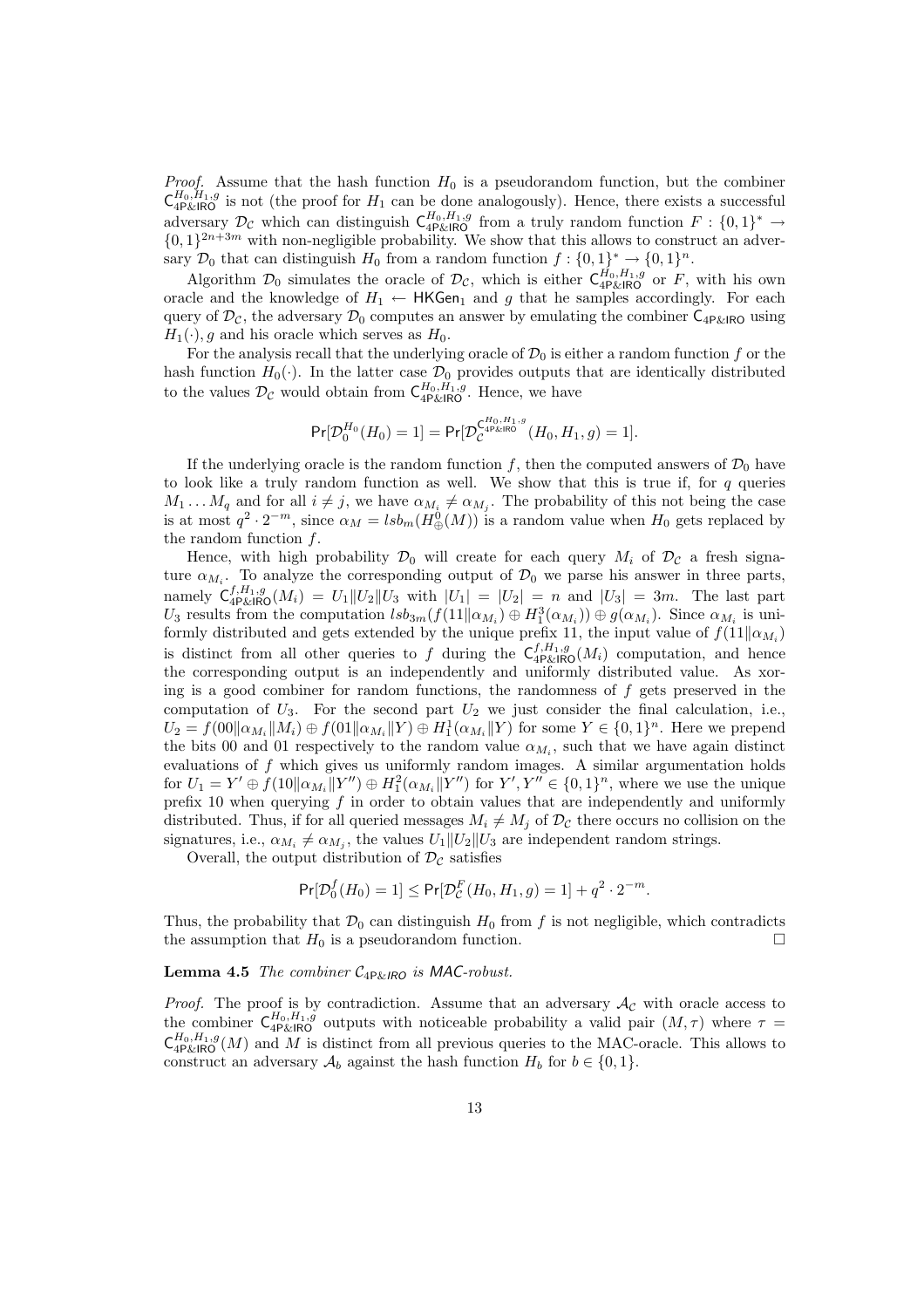*Proof.* Assume that the hash function $H_0$ is a pseudorandom function, but the combiner $\mathsf{C}_{\mathsf{4P\&IRO}}^{H_0,H_1,g}$ is not (the proof for $H_1$ can be done analogously). Hence, there exists a successful adversary $\mathcal{D}_\mathcal{C}$ which can distinguish $\mathsf{C}_{\mathsf{4P\&IRO}}^{H_0,H_1,g}$ from a truly random function $F : \{0,1\}^* \rightarrow \{0,1\}^{2n+3m}$ with non-negligible probability. We show that this allows to construct an adversary $\mathcal{D}_0$ that can distinguish $H_0$ from a random function $f : \{0,1\}^* \rightarrow \{0,1\}^n$.

Algorithm $\mathcal{D}_0$ simulates the oracle of $\mathcal{D}_\mathcal{C}$, which is either $\mathsf{C}_{\mathsf{4P\&IRO}}^{H_0,H_1,g}$ or $F$, with his own oracle and the knowledge of $H_1 \leftarrow \mathsf{HKGen}_1$ and $g$ that he samples accordingly. For each query of $\mathcal{D}_\mathcal{C}$, the adversary $\mathcal{D}_0$ computes an answer by emulating the combiner $\mathsf{C}_{\mathsf{4P\&IRO}}$ using $H_1(\cdot), g$ and his oracle which serves as $H_0$.

For the analysis recall that the underlying oracle of $\mathcal{D}_0$ is either a random function $f$ or the hash function $H_0(\cdot)$. In the latter case $\mathcal{D}_0$ provides outputs that are identically distributed to the values $\mathcal{D}_\mathcal{C}$ would obtain from $\mathsf{C}_{\mathsf{4P\&IRO}}^{H_0,H_1,g}$. Hence, we have

$$\Pr[\mathcal{D}_0^{H_0}(H_0) = 1] = \Pr[\mathcal{D}_\mathcal{C}^{\mathsf{C}_{\mathsf{4P\&IRO}}^{H_0,H_1,g}}(H_0, H_1, g) = 1].$$

If the underlying oracle is the random function $f$, then the computed answers of $\mathcal{D}_0$ have to look like a truly random function as well. We show that this is true if, for $q$ queries $M_1 \dots M_q$ and for all $i \neq j$, we have $\alpha_{M_i} \neq \alpha_{M_j}$. The probability of this not being the case is at most $q^2 \cdot 2^{-m}$, since $\alpha_M = lsb_m(H_\oplus^0(M))$ is a random value when $H_0$ gets replaced by the random function $f$.

Hence, with high probability $\mathcal{D}_0$ will create for each query $M_i$ of $\mathcal{D}_\mathcal{C}$ a fresh signature $\alpha_{M_i}$. To analyze the corresponding output of $\mathcal{D}_0$ we parse his answer in three parts, namely $\mathsf{C}_{\mathsf{4P\&IRO}}^{f,H_1,g}(M_i) = U_1 \| U_2 \| U_3$ with $|U_1| = |U_2| = n$ and $|U_3| = 3m$. The last part $U_3$ results from the computation $lsb_{3m}(f(11\|\alpha_{M_i}) \oplus H_1^3(\alpha_{M_i})) \oplus g(\alpha_{M_i})$. Since $\alpha_{M_i}$ is uniformly distributed and gets extended by the unique prefix 11, the input value of $f(11\|\alpha_{M_i})$ is distinct from all other queries to $f$ during the $\mathsf{C}_{\mathsf{4P\&IRO}}^{f,H_1,g}(M_i)$ computation, and hence the corresponding output is an independently and uniformly distributed value. As xoring is a good combiner for random functions, the randomness of $f$ gets preserved in the computation of $U_3$. For the second part $U_2$ we just consider the final calculation, i.e., $U_2 = f(00\|\alpha_{M_i}\|M_i) \oplus f(01\|\alpha_{M_i}\|Y) \oplus H_1^1(\alpha_{M_i}\|Y)$ for some $Y \in \{0,1\}^n$. Here we prepend the bits 00 and 01 respectively to the random value $\alpha_{M_i}$, such that we have again distinct evaluations of $f$ which gives us uniformly random images. A similar argumentation holds for $U_1 = Y' \oplus f(10\|\alpha_{M_i}\|Y'') \oplus H_1^2(\alpha_{M_i}\|Y'')$ for $Y', Y'' \in \{0,1\}^n$, where we use the unique prefix 10 when querying $f$ in order to obtain values that are independently and uniformly distributed. Thus, if for all queried messages $M_i \neq M_j$ of $\mathcal{D}_\mathcal{C}$ there occurs no collision on the signatures, i.e., $\alpha_{M_i} \neq \alpha_{M_j}$, the values $U_1\|U_2\|U_3$ are independent random strings.

Overall, the output distribution of $\mathcal{D}_\mathcal{C}$ satisfies

$$\Pr[\mathcal{D}_0^f(H_0) = 1] \leq \Pr[\mathcal{D}_\mathcal{C}^F(H_0, H_1, g) = 1] + q^2 \cdot 2^{-m}.$$

Thus, the probability that $\mathcal{D}_0$ can distinguish $H_0$ from $f$ is not negligible, which contradicts the assumption that $H_0$ is a pseudorandom function. $\square$

**Lemma 4.5** *The combiner $\mathcal{C}_{\mathsf{4P\&IRO}}$ is $\mathsf{MAC}$-robust.*

*Proof.* The proof is by contradiction. Assume that an adversary $\mathcal{A}_\mathcal{C}$ with oracle access to the combiner $\mathsf{C}_{\mathsf{4P\&IRO}}^{H_0,H_1,g}$ outputs with noticeable probability a valid pair $(M, \tau)$ where $\tau = \mathsf{C}_{\mathsf{4P\&IRO}}^{H_0,H_1,g}(M)$ and $M$ is distinct from all previous queries to the MAC-oracle. This allows to construct an adversary $\mathcal{A}_b$ against the hash function $H_b$ for $b \in \{0,1\}$.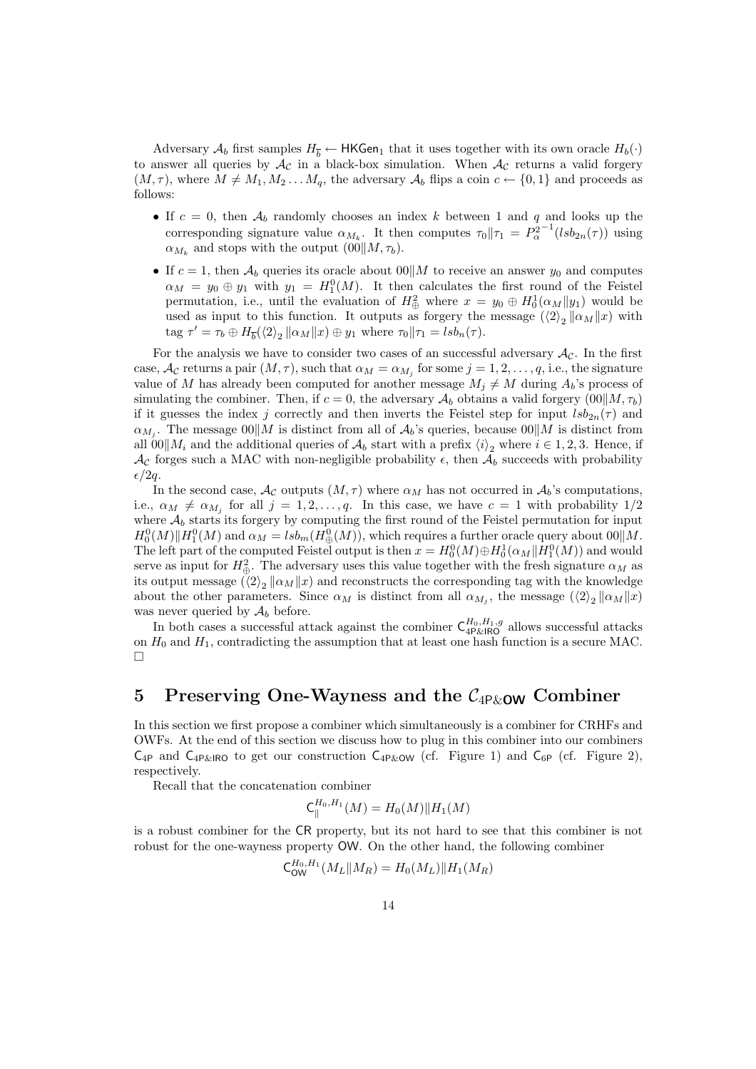Adversary $\mathcal{A}_b$ first samples $H_{\overline{b}} \leftarrow \mathsf{HKGen}_1$ that it uses together with its own oracle $H_b(\cdot)$ to answer all queries by $\mathcal{A}_\mathcal{C}$ in a black-box simulation. When $\mathcal{A}_\mathcal{C}$ returns a valid forgery $(M, \tau)$, where $M \neq M_1, M_2 \ldots M_q$, the adversary $\mathcal{A}_b$ flips a coin $c \leftarrow \{0, 1\}$ and proceeds as follows:

- If $c = 0$, then $\mathcal{A}_b$ randomly chooses an index $k$ between 1 and $q$ and looks up the corresponding signature value $\alpha_{M_k}$. It then computes $\tau_0 \| \tau_1 = P_\alpha^{2^{-1}}(lsb_{2n}(\tau))$ using $\alpha_{M_k}$ and stops with the output $(00\|M, \tau_b)$.
- If $c = 1$, then $\mathcal{A}_b$ queries its oracle about $00\|M$ to receive an answer $y_0$ and computes $\alpha_M = y_0 \oplus y_1$ with $y_1 = H_1^0(M)$. It then calculates the first round of the Feistel permutation, i.e., until the evaluation of $H_\oplus^2$ where $x = y_0 \oplus H_0^1(\alpha_M \| y_1)$ would be used as input to this function. It outputs as forgery the message $(\langle 2 \rangle_2 \|\alpha_M\|x)$ with tag $\tau' = \tau_b \oplus H_{\overline{b}}(\langle 2 \rangle_2 \|\alpha_M\|x) \oplus y_1$ where $\tau_0\|\tau_1 = lsb_n(\tau)$.

For the analysis we have to consider two cases of an successful adversary $\mathcal{A}_\mathcal{C}$. In the first case, $\mathcal{A}_\mathcal{C}$ returns a pair $(M, \tau)$, such that $\alpha_M = \alpha_{M_j}$ for some $j = 1, 2, \ldots, q$, i.e., the signature value of $M$ has already been computed for another message $M_j \neq M$ during $A_b$'s process of simulating the combiner. Then, if $c = 0$, the adversary $\mathcal{A}_b$ obtains a valid forgery $(00\|M, \tau_b)$ if it guesses the index $j$ correctly and then inverts the Feistel step for input $lsb_{2n}(\tau)$ and $\alpha_{M_j}$. The message $00\|M$ is distinct from all of $\mathcal{A}_b$'s queries, because $00\|M$ is distinct from all $00\|M_i$ and the additional queries of $\mathcal{A}_b$ start with a prefix $\langle i \rangle_2$ where $i \in 1, 2, 3$. Hence, if $\mathcal{A}_\mathcal{C}$ forges such a MAC with non-negligible probability $\epsilon$, then $\mathcal{A}_b$ succeeds with probability $\epsilon/2q$.

In the second case, $\mathcal{A}_\mathcal{C}$ outputs $(M, \tau)$ where $\alpha_M$ has not occurred in $\mathcal{A}_b$'s computations, i.e., $\alpha_M \neq \alpha_{M_j}$ for all $j = 1, 2, \ldots, q$. In this case, we have $c = 1$ with probability $1/2$ where $\mathcal{A}_b$ starts its forgery by computing the first round of the Feistel permutation for input $H_0^0(M)\|H_1^0(M)$ and $\alpha_M = lsb_m(H_\oplus^0(M))$, which requires a further oracle query about $00\|M$. The left part of the computed Feistel output is then $x = H_0^0(M) \oplus H_0^1(\alpha_M \| H_1^0(M))$ and would serve as input for $H_\oplus^2$. The adversary uses this value together with the fresh signature $\alpha_M$ as its output message $(\langle 2 \rangle_2 \|\alpha_M\|x)$ and reconstructs the corresponding tag with the knowledge about the other parameters. Since $\alpha_M$ is distinct from all $\alpha_{M_j}$, the message $(\langle 2 \rangle_2 \|\alpha_M\|x)$ was never queried by $\mathcal{A}_b$ before.

In both cases a successful attack against the combiner $\mathsf{C}_{\mathsf{4P\&IRO}}^{H_0,H_1,g}$ allows successful attacks on $H_0$ and $H_1$, contradicting the assumption that at least one hash function is a secure MAC. $\square$

# 5 Preserving One-Wayness and the $\mathcal{C}_{4\mathsf{P}\&\mathsf{OW}}$ Combiner

In this section we first propose a combiner which simultaneously is a combiner for CRHFs and OWFs. At the end of this section we discuss how to plug in this combiner into our combiners $\mathsf{C}_{\mathsf{4P}}$ and $\mathsf{C}_{\mathsf{4P\&IRO}}$ to get our construction $\mathsf{C}_{\mathsf{4P\&OW}}$ (cf. Figure 1) and $\mathsf{C}_{\mathsf{6P}}$ (cf. Figure 2), respectively.

Recall that the concatenation combiner

$$\mathsf{C}_\|^{H_0,H_1}(M) = H_0(M)\|H_1(M)$$

is a robust combiner for the CR property, but its not hard to see that this combiner is not robust for the one-wayness property OW. On the other hand, the following combiner

$$\mathsf{C}_{\mathsf{OW}}^{H_0,H_1}(M_L\|M_R) = H_0(M_L)\|H_1(M_R)$$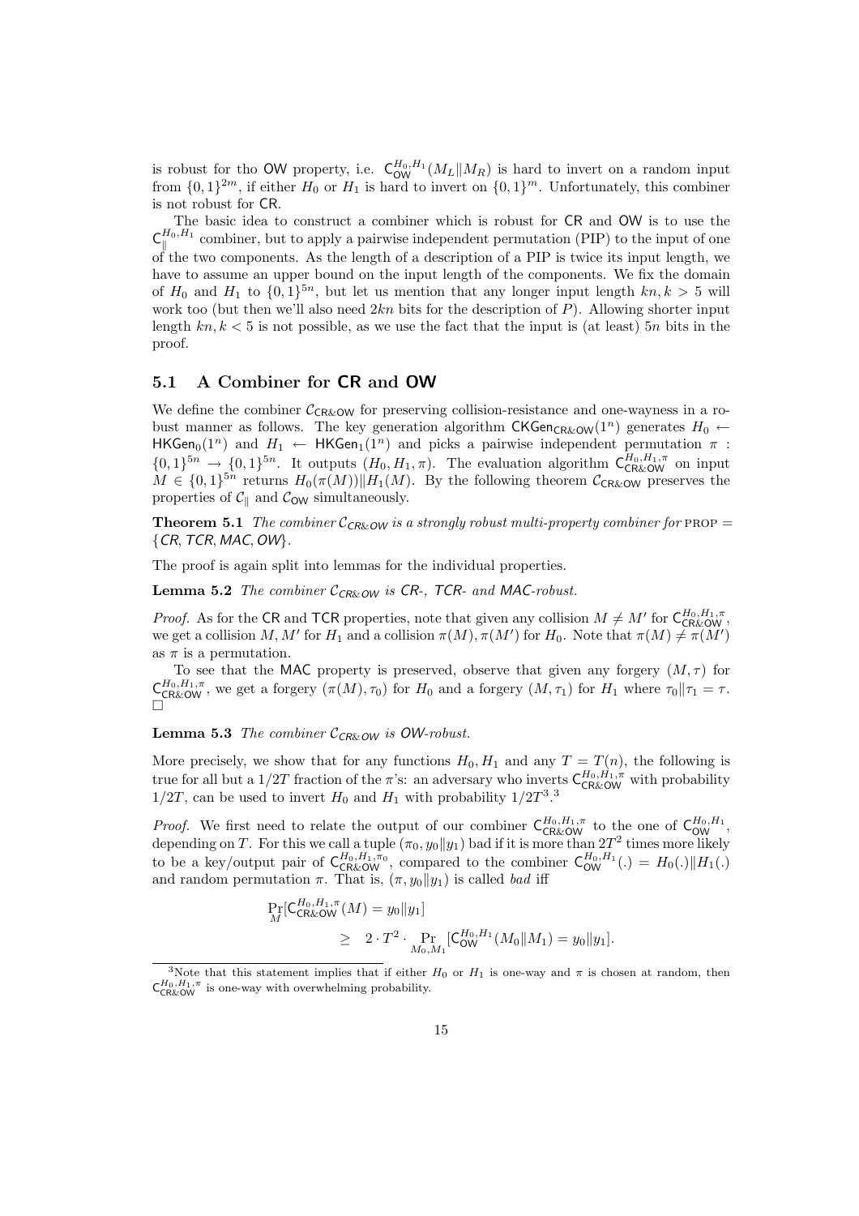is robust for tho OW property, i.e. $\mathsf{C}_{\mathsf{OW}}^{H_0,H_1}(M_L \| M_R)$ is hard to invert on a random input from $\{0,1\}^{2m}$, if either $H_0$ or $H_1$ is hard to invert on $\{0,1\}^m$. Unfortunately, this combiner is not robust for CR.

The basic idea to construct a combiner which is robust for CR and OW is to use the $\mathsf{C}_{\|}^{H_0,H_1}$ combiner, but to apply a pairwise independent permutation (PIP) to the input of one of the two components. As the length of a description of a PIP is twice its input length, we have to assume an upper bound on the input length of the components. We fix the domain of $H_0$ and $H_1$ to $\{0,1\}^{5n}$, but let us mention that any longer input length $kn, k > 5$ will work too (but then we'll also need $2kn$ bits for the description of $P$). Allowing shorter input length $kn, k < 5$ is not possible, as we use the fact that the input is (at least) $5n$ bits in the proof.

## 5.1 A Combiner for CR and OW

We define the combiner $\mathcal{C}_{\mathsf{CR\&OW}}$ for preserving collision-resistance and one-wayness in a robust manner as follows. The key generation algorithm $\mathsf{CKGen}_{\mathsf{CR\&OW}}(1^n)$ generates $H_0 \leftarrow \mathsf{HKGen}_0(1^n)$ and $H_1 \leftarrow \mathsf{HKGen}_1(1^n)$ and picks a pairwise independent permutation $\pi : \{0,1\}^{5n} \to \{0,1\}^{5n}$. It outputs $(H_0, H_1, \pi)$. The evaluation algorithm $\mathsf{C}_{\mathsf{CR\&OW}}^{H_0,H_1,\pi}$ on input $M \in \{0,1\}^{5n}$ returns $H_0(\pi(M)) \| H_1(M)$. By the following theorem $\mathcal{C}_{\mathsf{CR\&OW}}$ preserves the properties of $\mathcal{C}_{\|}$ and $\mathcal{C}_{\mathsf{OW}}$ simultaneously.

**Theorem 5.1** *The combiner $\mathcal{C}_{\mathsf{CR\&OW}}$ is a strongly robust multi-property combiner for* PROP $=$ $\{\mathsf{CR}, \mathsf{TCR}, \mathsf{MAC}, \mathsf{OW}\}$.

The proof is again split into lemmas for the individual properties.

**Lemma 5.2** *The combiner $\mathcal{C}_{\mathsf{CR\&OW}}$ is CR-, TCR- and MAC-robust.*

*Proof.* As for the CR and TCR properties, note that given any collision $M \neq M'$ for $\mathsf{C}_{\mathsf{CR\&OW}}^{H_0,H_1,\pi}$, we get a collision $M, M'$ for $H_1$ and a collision $\pi(M), \pi(M')$ for $H_0$. Note that $\pi(M) \neq \pi(M')$ as $\pi$ is a permutation.

To see that the MAC property is preserved, observe that given any forgery $(M, \tau)$ for $\mathsf{C}_{\mathsf{CR\&OW}}^{H_0,H_1,\pi}$, we get a forgery $(\pi(M), \tau_0)$ for $H_0$ and a forgery $(M, \tau_1)$ for $H_1$ where $\tau_0 \| \tau_1 = \tau$. □

**Lemma 5.3** *The combiner $\mathcal{C}_{\mathsf{CR\&OW}}$ is OW-robust.*

More precisely, we show that for any functions $H_0, H_1$ and any $T = T(n)$, the following is true for all but a $1/2T$ fraction of the $\pi$'s: an adversary who inverts $\mathsf{C}_{\mathsf{CR\&OW}}^{H_0,H_1,\pi}$ with probability $1/2T$, can be used to invert $H_0$ and $H_1$ with probability $1/2T^3$.[3]

*Proof.* We first need to relate the output of our combiner $\mathsf{C}_{\mathsf{CR\&OW}}^{H_0,H_1,\pi}$ to the one of $\mathsf{C}_{\mathsf{OW}}^{H_0,H_1}$, depending on $T$. For this we call a tuple $(\pi_0, y_0 \| y_1)$ bad if it is more than $2T^2$ times more likely to be a key/output pair of $\mathsf{C}_{\mathsf{CR\&OW}}^{H_0,H_1,\pi_0}$, compared to the combiner $\mathsf{C}_{\mathsf{OW}}^{H_0,H_1}(.) = H_0(.) \| H_1(.)$ and random permutation $\pi$. That is, $(\pi, y_0 \| y_1)$ is called *bad* iff

$$
\begin{aligned}
&\Pr_{M}[\mathsf{C}_{\mathsf{CR\&OW}}^{H_0,H_1,\pi}(M) = y_0 \| y_1] \\
&\qquad \geq \quad 2 \cdot T^2 \cdot \Pr_{M_0,M_1}[\mathsf{C}_{\mathsf{OW}}^{H_0,H_1}(M_0 \| M_1) = y_0 \| y_1].
\end{aligned}
$$

[3] Note that this statement implies that if either $H_0$ or $H_1$ is one-way and $\pi$ is chosen at random, then $\mathsf{C}_{\mathsf{CR\&OW}}^{H_0,H_1,\pi}$ is one-way with overwhelming probability.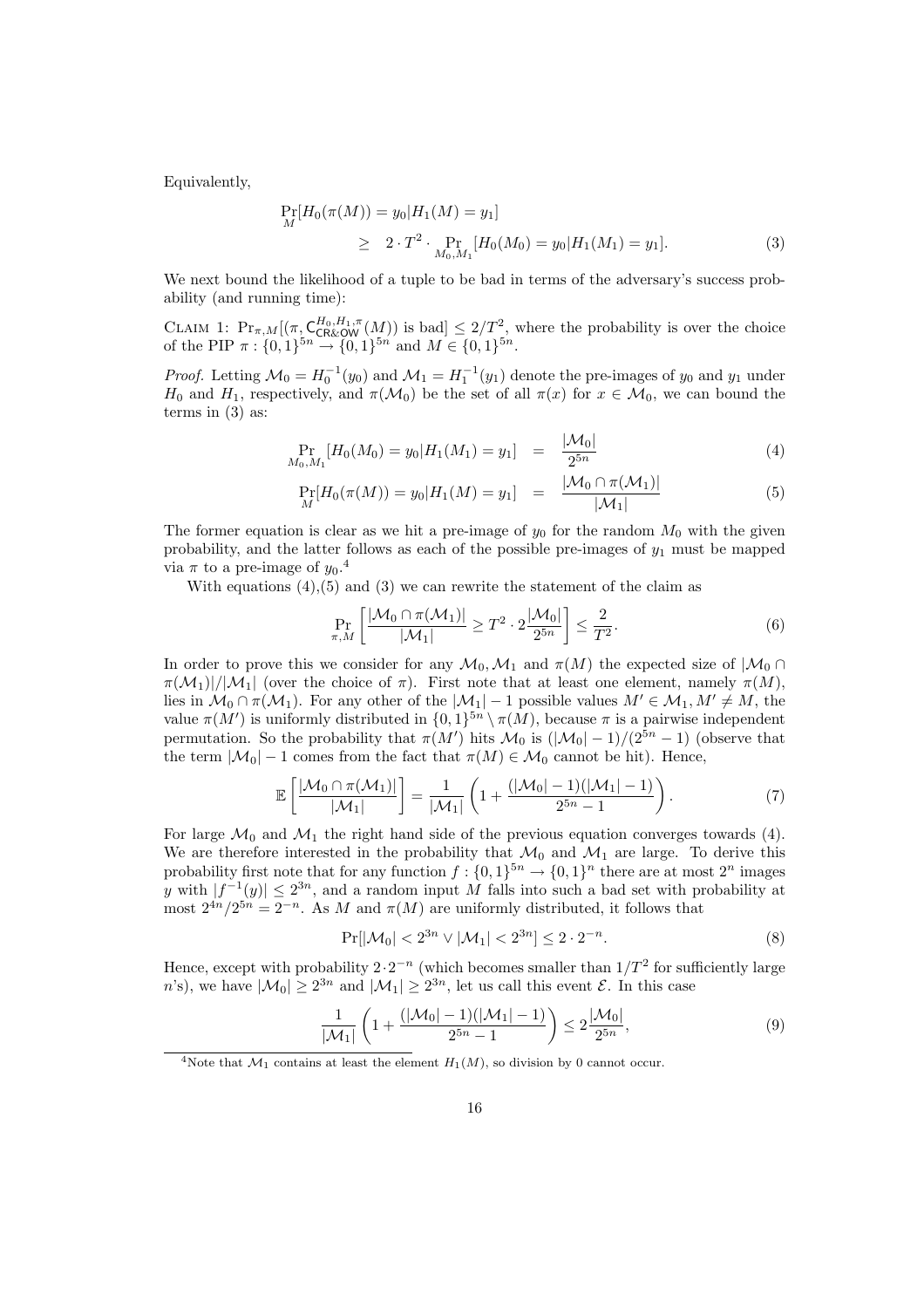Equivalently,

$$
\begin{aligned}
&\Pr_M[H_0(\pi(M)) = y_0 | H_1(M) = y_1] \\
&\qquad \geq \quad 2 \cdot T^2 \cdot \Pr_{M_0,M_1}[H_0(M_0) = y_0 | H_1(M_1) = y_1]. \qquad (3)
\end{aligned}
$$

We next bound the likelihood of a tuple to be bad in terms of the adversary's success probability (and running time):

Claim 1: $\Pr_{\pi,M}[(\pi, \mathsf{C}^{H_0,H_1,\pi}_{\mathsf{CR\&OW}}(M))$ is bad$] \leq 2/T^2$, where the probability is over the choice of the PIP $\pi : \{0,1\}^{5n} \to \{0,1\}^{5n}$ and $M \in \{0,1\}^{5n}$.

*Proof.* Letting $\mathcal{M}_0 = H_0^{-1}(y_0)$ and $\mathcal{M}_1 = H_1^{-1}(y_1)$ denote the pre-images of $y_0$ and $y_1$ under $H_0$ and $H_1$, respectively, and $\pi(\mathcal{M}_0)$ be the set of all $\pi(x)$ for $x \in \mathcal{M}_0$, we can bound the terms in (3) as:

$$
\Pr_{M_0,M_1}[H_0(M_0) = y_0 | H_1(M_1) = y_1] \quad = \quad \frac{|\mathcal{M}_0|}{2^{5n}} \qquad (4)
$$

$$
\Pr_M[H_0(\pi(M)) = y_0 | H_1(M) = y_1] \quad = \quad \frac{|\mathcal{M}_0 \cap \pi(\mathcal{M}_1)|}{|\mathcal{M}_1|} \qquad (5)
$$

The former equation is clear as we hit a pre-image of $y_0$ for the random $M_0$ with the given probability, and the latter follows as each of the possible pre-images of $y_1$ must be mapped via $\pi$ to a pre-image of $y_0$.[4]

With equations (4),(5) and (3) we can rewrite the statement of the claim as

$$
\Pr_{\pi,M}\left[\frac{|\mathcal{M}_0 \cap \pi(\mathcal{M}_1)|}{|\mathcal{M}_1|} \geq T^2 \cdot 2\frac{|\mathcal{M}_0|}{2^{5n}}\right] \leq \frac{2}{T^2}. \qquad (6)
$$

In order to prove this we consider for any $\mathcal{M}_0, \mathcal{M}_1$ and $\pi(M)$ the expected size of $|\mathcal{M}_0 \cap \pi(\mathcal{M}_1)|/|\mathcal{M}_1|$ (over the choice of $\pi$). First note that at least one element, namely $\pi(M)$, lies in $\mathcal{M}_0 \cap \pi(\mathcal{M}_1)$. For any other of the $|\mathcal{M}_1| - 1$ possible values $M' \in \mathcal{M}_1, M' \neq M$, the value $\pi(M')$ is uniformly distributed in $\{0,1\}^{5n} \setminus \pi(M)$, because $\pi$ is a pairwise independent permutation. So the probability that $\pi(M')$ hits $\mathcal{M}_0$ is $(|\mathcal{M}_0| - 1)/(2^{5n} - 1)$ (observe that the term $|\mathcal{M}_0| - 1$ comes from the fact that $\pi(M) \in \mathcal{M}_0$ cannot be hit). Hence,

$$
\mathbb{E}\left[\frac{|\mathcal{M}_0 \cap \pi(\mathcal{M}_1)|}{|\mathcal{M}_1|}\right] = \frac{1}{|\mathcal{M}_1|}\left(1 + \frac{(|\mathcal{M}_0| - 1)(|\mathcal{M}_1| - 1)}{2^{5n} - 1}\right). \qquad (7)
$$

For large $\mathcal{M}_0$ and $\mathcal{M}_1$ the right hand side of the previous equation converges towards (4). We are therefore interested in the probability that $\mathcal{M}_0$ and $\mathcal{M}_1$ are large. To derive this probability first note that for any function $f : \{0,1\}^{5n} \to \{0,1\}^n$ there are at most $2^n$ images $y$ with $|f^{-1}(y)| \leq 2^{3n}$, and a random input $M$ falls into such a bad set with probability at most $2^{4n}/2^{5n} = 2^{-n}$. As $M$ and $\pi(M)$ are uniformly distributed, it follows that

$$
\Pr[|\mathcal{M}_0| < 2^{3n} \vee |\mathcal{M}_1| < 2^{3n}] \leq 2 \cdot 2^{-n}. \qquad (8)
$$

Hence, except with probability $2 \cdot 2^{-n}$ (which becomes smaller than $1/T^2$ for sufficiently large $n$'s), we have $|\mathcal{M}_0| \geq 2^{3n}$ and $|\mathcal{M}_1| \geq 2^{3n}$, let us call this event $\mathcal{E}$. In this case

$$
\frac{1}{|\mathcal{M}_1|}\left(1 + \frac{(|\mathcal{M}_0| - 1)(|\mathcal{M}_1| - 1)}{2^{5n} - 1}\right) \leq 2\frac{|\mathcal{M}_0|}{2^{5n}}, \qquad (9)
$$

[4] Note that $\mathcal{M}_1$ contains at least the element $H_1(M)$, so division by 0 cannot occur.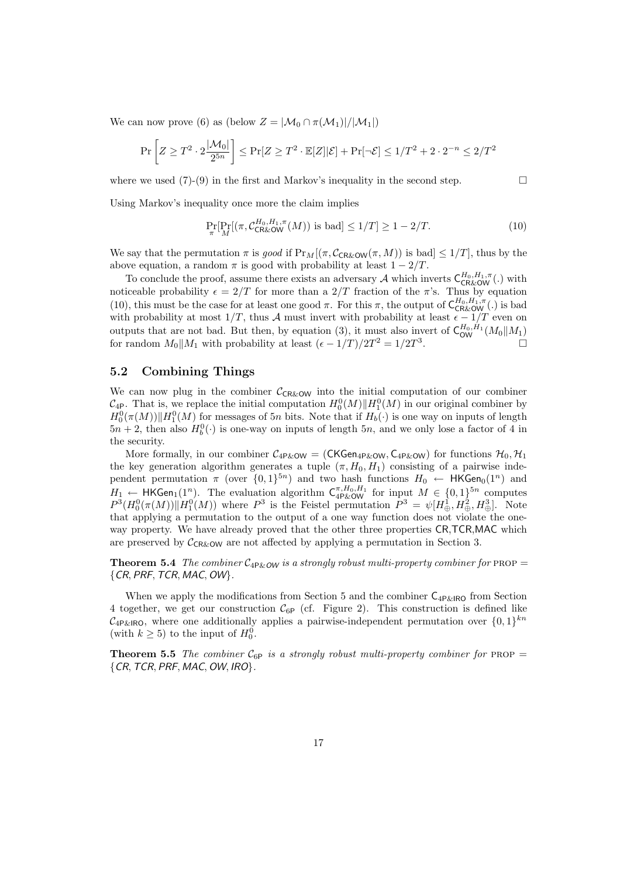We can now prove (6) as (below $Z = |\mathcal{M}_0 \cap \pi(\mathcal{M}_1)|/|\mathcal{M}_1|$)

$$\Pr\left[Z \geq T^2 \cdot 2\frac{|\mathcal{M}_0|}{2^{5n}}\right] \leq \Pr[Z \geq T^2 \cdot \mathbb{E}[Z]|\mathcal{E}] + \Pr[\neg\mathcal{E}] \leq 1/T^2 + 2 \cdot 2^{-n} \leq 2/T^2$$

where we used (7)-(9) in the first and Markov's inequality in the second step. $\square$

Using Markov's inequality once more the claim implies

$$\Pr_{\pi}[\Pr_{M}[(\pi, \mathcal{C}^{H_0,H_1,\pi}_{\mathsf{CR\&OW}}(M)) \text{ is bad}] \leq 1/T] \geq 1 - 2/T. \tag{10}$$

We say that the permutation $\pi$ is *good* if $\Pr_M[(\pi, \mathcal{C}_{\mathsf{CR\&OW}}(\pi, M)) \text{ is bad}] \leq 1/T]$, thus by the above equation, a random $\pi$ is good with probability at least $1 - 2/T$.

To conclude the proof, assume there exists an adversary $\mathcal{A}$ which inverts $\mathsf{C}^{H_0,H_1,\pi}_{\mathsf{CR\&OW}}(.)$ with noticeable probability $\epsilon = 2/T$ for more than a $2/T$ fraction of the $\pi$'s. Thus by equation (10), this must be the case for at least one good $\pi$. For this $\pi$, the output of $\mathsf{C}^{H_0,H_1,\pi}_{\mathsf{CR\&OW}}(.)$ is bad with probability at most $1/T$, thus $\mathcal{A}$ must invert with probability at least $\epsilon - 1/T$ even on outputs that are not bad. But then, by equation (3), it must also invert of $\mathsf{C}^{H_0,H_1}_{\mathsf{OW}}(M_0\|M_1)$ for random $M_0\|M_1$ with probability at least $(\epsilon - 1/T)/2T^2 = 1/2T^3$. $\square$

## 5.2 Combining Things

We can now plug in the combiner $\mathcal{C}_{\mathsf{CR\&OW}}$ into the initial computation of our combiner $\mathcal{C}_{\mathsf{4P}}$. That is, we replace the initial computation $H^0_0(M)\|H^0_1(M)$ in our original combiner by $H^0_0(\pi(M))\|H^0_1(M)$ for messages of $5n$ bits. Note that if $H_b(\cdot)$ is one way on inputs of length $5n+2$, then also $H^0_b(\cdot)$ is one-way on inputs of length $5n$, and we only lose a factor of 4 in the security.

More formally, in our combiner $\mathcal{C}_{\mathsf{4P\&OW}} = (\mathsf{CKGen}_{\mathsf{4P\&OW}}, \mathsf{C}_{\mathsf{4P\&OW}})$ for functions $\mathcal{H}_0, \mathcal{H}_1$ the key generation algorithm generates a tuple $(\pi, H_0, H_1)$ consisting of a pairwise independent permutation $\pi$ (over $\{0,1\}^{5n}$) and two hash functions $H_0 \leftarrow \mathsf{HKGen}_0(1^n)$ and $H_1 \leftarrow \mathsf{HKGen}_1(1^n)$. The evaluation algorithm $\mathsf{C}^{\pi,H_0,H_1}_{\mathsf{4P\&OW}}$ for input $M \in \{0,1\}^{5n}$ computes $P^3(H^0_0(\pi(M))\|H^0_1(M))$ where $P^3$ is the Feistel permutation $P^3 = \psi[H^1_{\oplus}, H^2_{\oplus}, H^3_{\oplus}]$. Note that applying a permutation to the output of a one way function does not violate the one-way property. We have already proved that the other three properties CR,TCR,MAC which are preserved by $\mathcal{C}_{\mathsf{CR\&OW}}$ are not affected by applying a permutation in Section 3.

**Theorem 5.4** *The combiner $\mathcal{C}_{\mathsf{4P\&OW}}$ is a strongly robust multi-property combiner for* PROP = {*CR, PRF, TCR, MAC, OW*}.

When we apply the modifications from Section 5 and the combiner $\mathsf{C}_{\mathsf{4P\&IRO}}$ from Section 4 together, we get our construction $\mathcal{C}_{\mathsf{6P}}$ (cf. Figure 2). This construction is defined like $\mathcal{C}_{\mathsf{4P\&IRO}}$, where one additionally applies a pairwise-independent permutation over $\{0,1\}^{kn}$ (with $k \geq 5$) to the input of $H^0_0$.

**Theorem 5.5** *The combiner $\mathcal{C}_{\mathsf{6P}}$ is a strongly robust multi-property combiner for* PROP = {*CR, TCR, PRF, MAC, OW, IRO*}.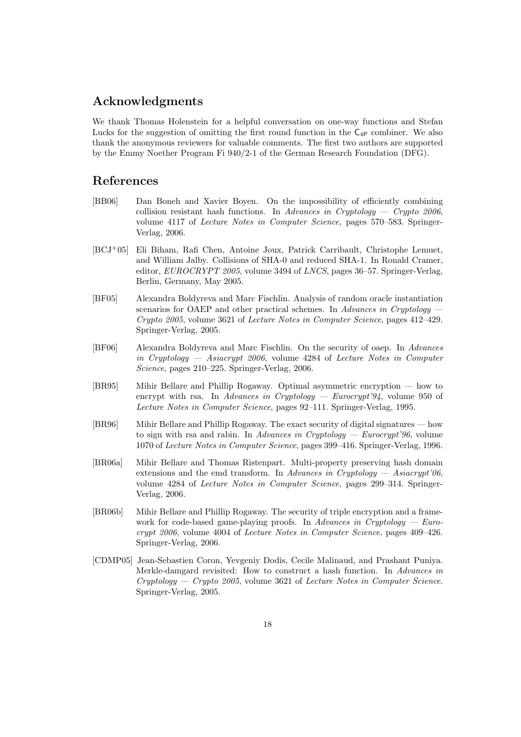## Acknowledgments

We thank Thomas Holenstein for a helpful conversation on one-way functions and Stefan Lucks for the suggestion of omitting the first round function in the $\mathsf{C}_{4P}$ combiner. We also thank the anonymous reviewers for valuable comments. The first two authors are supported by the Emmy Noether Program Fi 940/2-1 of the German Research Foundation (DFG).

## References

[BB06] Dan Boneh and Xavier Boyen. On the impossibility of efficiently combining collision resistant hash functions. In *Advances in Cryptology — Crypto 2006*, volume 4117 of *Lecture Notes in Computer Science*, pages 570–583. Springer-Verlag, 2006.

[BCJ+05] Eli Biham, Rafi Chen, Antoine Joux, Patrick Carribault, Christophe Lemuet, and William Jalby. Collisions of SHA-0 and reduced SHA-1. In Ronald Cramer, editor, *EUROCRYPT 2005*, volume 3494 of *LNCS*, pages 36–57. Springer-Verlag, Berlin, Germany, May 2005.

[BF05] Alexandra Boldyreva and Marc Fischlin. Analysis of random oracle instantiation scenarios for OAEP and other practical schemes. In *Advances in Cryptology — Crypto 2005*, volume 3621 of *Lecture Notes in Computer Science*, pages 412–429. Springer-Verlag, 2005.

[BF06] Alexandra Boldyreva and Marc Fischlin. On the security of oaep. In *Advances in Cryptology — Asiacrypt 2006*, volume 4284 of *Lecture Notes in Computer Science*, pages 210–225. Springer-Verlag, 2006.

[BR95] Mihir Bellare and Phillip Rogaway. Optimal asymmetric encryption — how to encrypt with rsa. In *Advances in Cryptology — Eurocrypt'94*, volume 950 of *Lecture Notes in Computer Science*, pages 92–111. Springer-Verlag, 1995.

[BR96] Mihir Bellare and Phillip Rogaway. The exact security of digital signatures — how to sign with rsa and rabin. In *Advances in Cryptology — Eurocrypt'96*, volume 1070 of *Lecture Notes in Computer Science*, pages 399–416. Springer-Verlag, 1996.

[BR06a] Mihir Bellare and Thomas Ristenpart. Multi-property preserving hash domain extensions and the emd transform. In *Advances in Cryptology — Asiacrypt'06*, volume 4284 of *Lecture Notes in Computer Science*, pages 299–314. Springer-Verlag, 2006.

[BR06b] Mihir Bellare and Phillip Rogaway. The security of triple encryption and a framework for code-based game-playing proofs. In *Advances in Cryptology — Eurocrypt 2006*, volume 4004 of *Lecture Notes in Computer Science*, pages 409–426. Springer-Verlag, 2006.

[CDMP05] Jean-Sebastien Coron, Yevgeniy Dodis, Cecile Malinaud, and Prashant Puniya. Merkle-damgard revisited: How to construct a hash function. In *Advances in Cryptology — Crypto 2005*, volume 3621 of *Lecture Notes in Computer Science*. Springer-Verlag, 2005.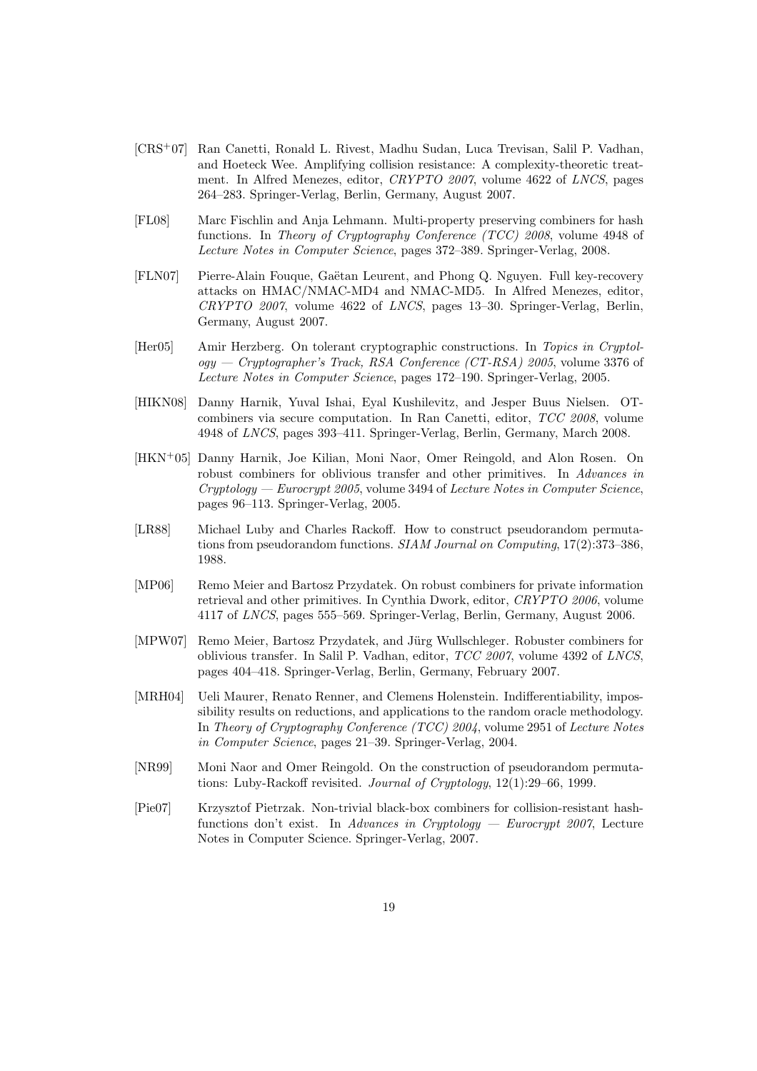[CRS+07] Ran Canetti, Ronald L. Rivest, Madhu Sudan, Luca Trevisan, Salil P. Vadhan, and Hoeteck Wee. Amplifying collision resistance: A complexity-theoretic treatment. In Alfred Menezes, editor, *CRYPTO 2007*, volume 4622 of *LNCS*, pages 264–283. Springer-Verlag, Berlin, Germany, August 2007.

[FL08] Marc Fischlin and Anja Lehmann. Multi-property preserving combiners for hash functions. In *Theory of Cryptography Conference (TCC) 2008*, volume 4948 of *Lecture Notes in Computer Science*, pages 372–389. Springer-Verlag, 2008.

[FLN07] Pierre-Alain Fouque, Gaëtan Leurent, and Phong Q. Nguyen. Full key-recovery attacks on HMAC/NMAC-MD4 and NMAC-MD5. In Alfred Menezes, editor, *CRYPTO 2007*, volume 4622 of *LNCS*, pages 13–30. Springer-Verlag, Berlin, Germany, August 2007.

[Her05] Amir Herzberg. On tolerant cryptographic constructions. In *Topics in Cryptology — Cryptographer's Track, RSA Conference (CT-RSA) 2005*, volume 3376 of *Lecture Notes in Computer Science*, pages 172–190. Springer-Verlag, 2005.

[HIKN08] Danny Harnik, Yuval Ishai, Eyal Kushilevitz, and Jesper Buus Nielsen. OT-combiners via secure computation. In Ran Canetti, editor, *TCC 2008*, volume 4948 of *LNCS*, pages 393–411. Springer-Verlag, Berlin, Germany, March 2008.

[HKN+05] Danny Harnik, Joe Kilian, Moni Naor, Omer Reingold, and Alon Rosen. On robust combiners for oblivious transfer and other primitives. In *Advances in Cryptology — Eurocrypt 2005*, volume 3494 of *Lecture Notes in Computer Science*, pages 96–113. Springer-Verlag, 2005.

[LR88] Michael Luby and Charles Rackoff. How to construct pseudorandom permutations from pseudorandom functions. *SIAM Journal on Computing*, 17(2):373–386, 1988.

[MP06] Remo Meier and Bartosz Przydatek. On robust combiners for private information retrieval and other primitives. In Cynthia Dwork, editor, *CRYPTO 2006*, volume 4117 of *LNCS*, pages 555–569. Springer-Verlag, Berlin, Germany, August 2006.

[MPW07] Remo Meier, Bartosz Przydatek, and Jürg Wullschleger. Robuster combiners for oblivious transfer. In Salil P. Vadhan, editor, *TCC 2007*, volume 4392 of *LNCS*, pages 404–418. Springer-Verlag, Berlin, Germany, February 2007.

[MRH04] Ueli Maurer, Renato Renner, and Clemens Holenstein. Indifferentiability, impossibility results on reductions, and applications to the random oracle methodology. In *Theory of Cryptography Conference (TCC) 2004*, volume 2951 of *Lecture Notes in Computer Science*, pages 21–39. Springer-Verlag, 2004.

[NR99] Moni Naor and Omer Reingold. On the construction of pseudorandom permutations: Luby-Rackoff revisited. *Journal of Cryptology*, 12(1):29–66, 1999.

[Pie07] Krzysztof Pietrzak. Non-trivial black-box combiners for collision-resistant hash-functions don't exist. In *Advances in Cryptology — Eurocrypt 2007*, Lecture Notes in Computer Science. Springer-Verlag, 2007.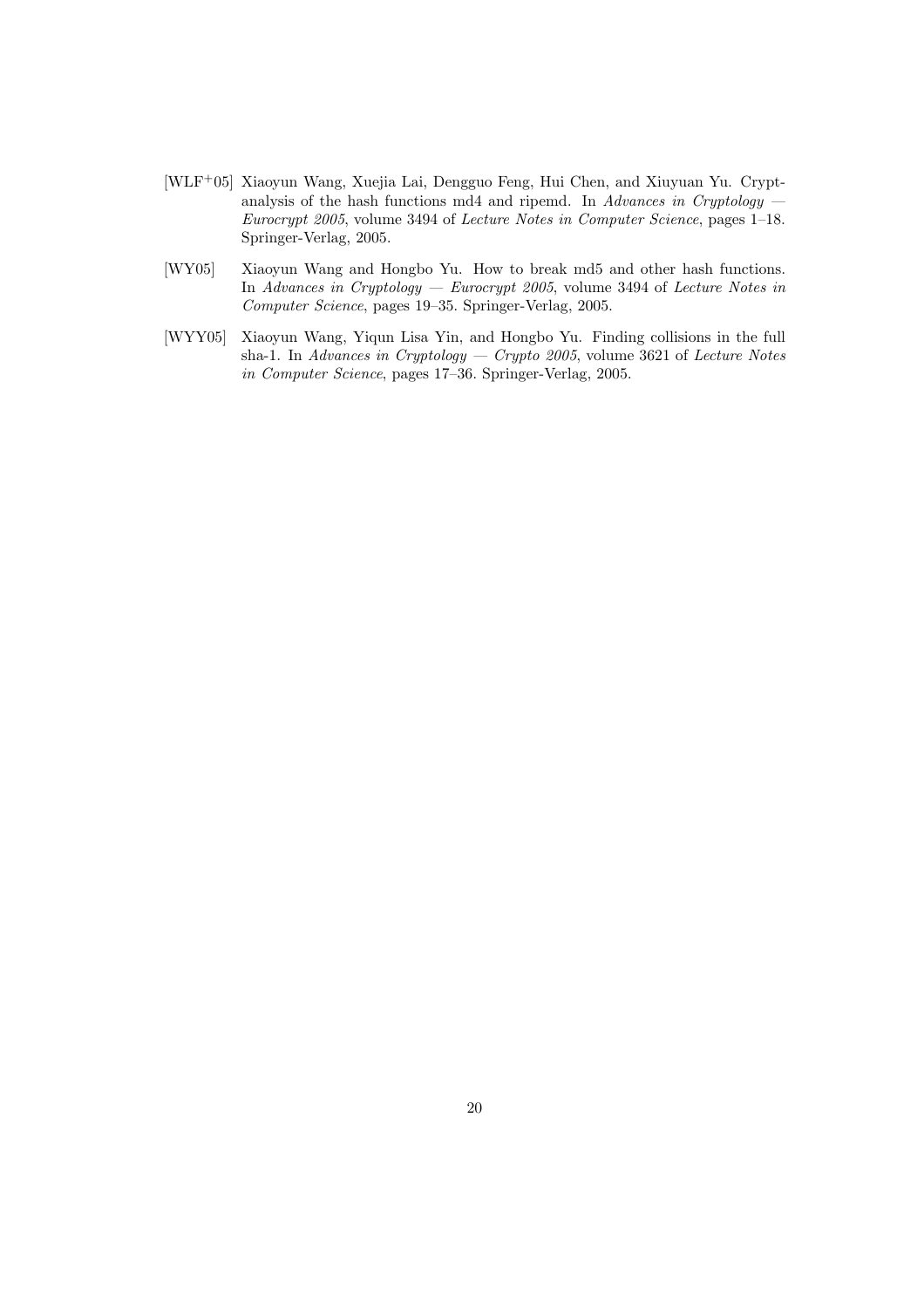[WLF+05] Xiaoyun Wang, Xuejia Lai, Dengguo Feng, Hui Chen, and Xiuyuan Yu. Cryptanalysis of the hash functions md4 and ripemd. In *Advances in Cryptology — Eurocrypt 2005*, volume 3494 of *Lecture Notes in Computer Science*, pages 1–18. Springer-Verlag, 2005.

[WY05] Xiaoyun Wang and Hongbo Yu. How to break md5 and other hash functions. In *Advances in Cryptology — Eurocrypt 2005*, volume 3494 of *Lecture Notes in Computer Science*, pages 19–35. Springer-Verlag, 2005.

[WYY05] Xiaoyun Wang, Yiqun Lisa Yin, and Hongbo Yu. Finding collisions in the full sha-1. In *Advances in Cryptology — Crypto 2005*, volume 3621 of *Lecture Notes in Computer Science*, pages 17–36. Springer-Verlag, 2005.